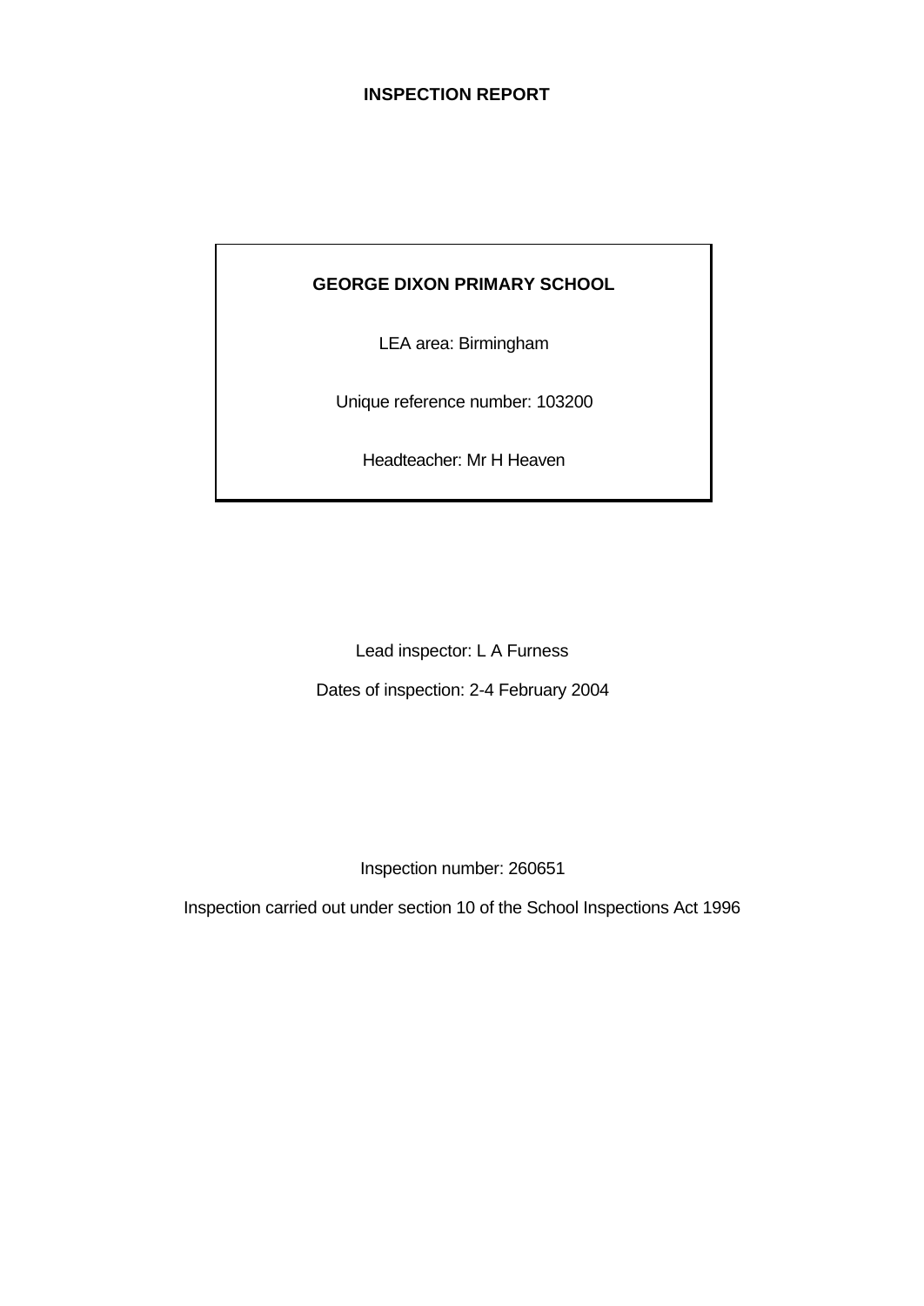# INSPECTION REPORT

**GEORGE DIXON PRIMARY SCHOOL**

LEA area: Birmingham

Unique reference number: 103200

Headteacher: Mr H Heaven

Lead inspector: L A Furness

Dates of inspection: 2-4 February 2004

Inspection number: 260651

Inspection carried out under section 10 of the School Inspections Act 1996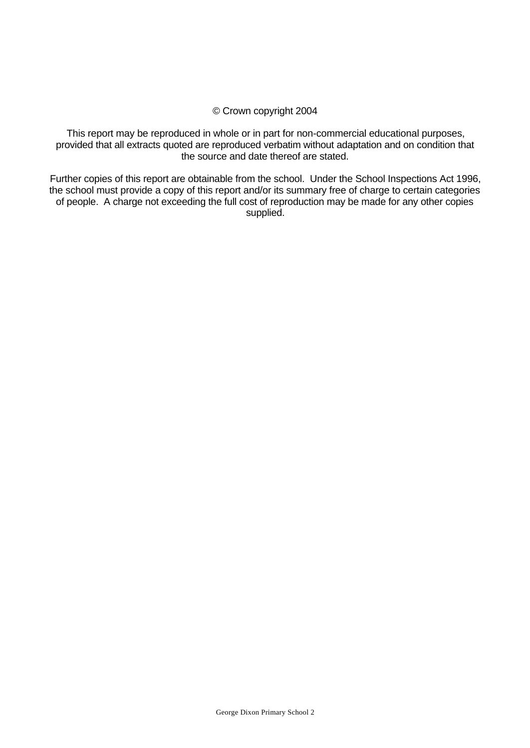© Crown copyright 2004

This report may be reproduced in whole or in part for non-commercial educational purposes, provided that all extracts quoted are reproduced verbatim without adaptation and on condition that the source and date thereof are stated.

Further copies of this report are obtainable from the school. Under the School Inspections Act 1996, the school must provide a copy of this report and/or its summary free of charge to certain categories of people. A charge not exceeding the full cost of reproduction may be made for any other copies supplied.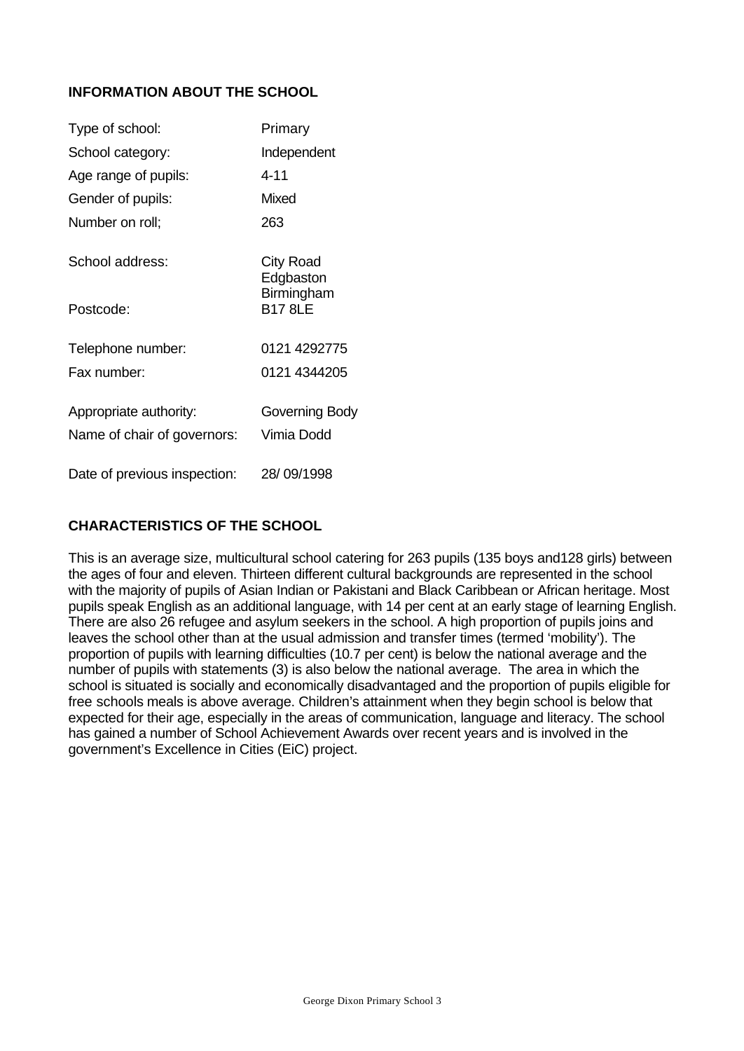## INFORMATION ABOUT THE SCHOOL

| | |
|---|---|
| Type of school: | Primary |
| School category: | Independent |
| Age range of pupils: | 4-11 |
| Gender of pupils: | Mixed |
| Number on roll; | 263 |
| School address: | City Road<br>Edgbaston<br>Birmingham |
| Postcode: | B17 8LE |
| Telephone number: | 0121 4292775 |
| Fax number: | 0121 4344205 |
| Appropriate authority: | Governing Body |
| Name of chair of governors: | Vimia Dodd |
| Date of previous inspection: | 28/ 09/1998 |

## CHARACTERISTICS OF THE SCHOOL

This is an average size, multicultural school catering for 263 pupils (135 boys and128 girls) between the ages of four and eleven. Thirteen different cultural backgrounds are represented in the school with the majority of pupils of Asian Indian or Pakistani and Black Caribbean or African heritage. Most pupils speak English as an additional language, with 14 per cent at an early stage of learning English. There are also 26 refugee and asylum seekers in the school. A high proportion of pupils joins and leaves the school other than at the usual admission and transfer times (termed 'mobility'). The proportion of pupils with learning difficulties (10.7 per cent) is below the national average and the number of pupils with statements (3) is also below the national average. The area in which the school is situated is socially and economically disadvantaged and the proportion of pupils eligible for free schools meals is above average. Children's attainment when they begin school is below that expected for their age, especially in the areas of communication, language and literacy. The school has gained a number of School Achievement Awards over recent years and is involved in the government's Excellence in Cities (EiC) project.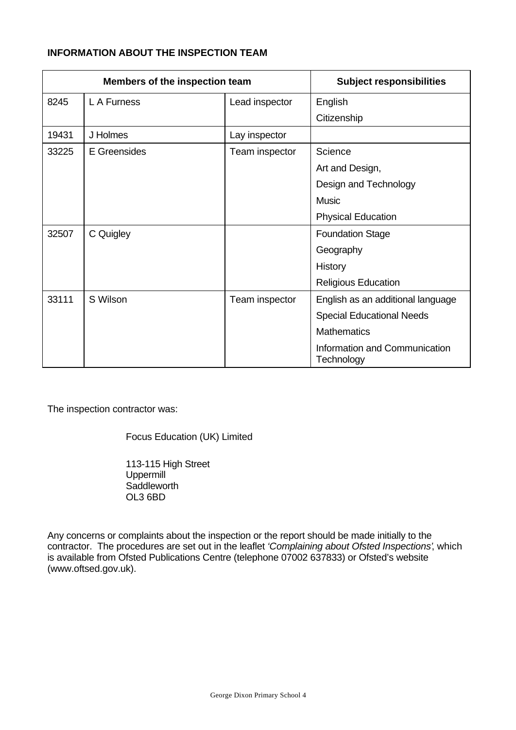**INFORMATION ABOUT THE INSPECTION TEAM**

| Members of the inspection team | | | Subject responsibilities |
|---|---|---|---|
| 8245 | L A Furness | Lead inspector | English<br>Citizenship |
| 19431 | J Holmes | Lay inspector | |
| 33225 | E Greensides | Team inspector | Science<br>Art and Design,<br>Design and Technology<br>Music<br>Physical Education |
| 32507 | C Quigley | | Foundation Stage<br>Geography<br>History<br>Religious Education |
| 33111 | S Wilson | Team inspector | English as an additional language<br>Special Educational Needs<br>Mathematics<br>Information and Communication Technology |

The inspection contractor was:

Focus Education (UK) Limited

113-115 High Street
Uppermill
Saddleworth
OL3 6BD

Any concerns or complaints about the inspection or the report should be made initially to the contractor. The procedures are set out in the leaflet *'Complaining about Ofsted Inspections'*, which is available from Ofsted Publications Centre (telephone 07002 637833) or Ofsted's website (www.oftsed.gov.uk).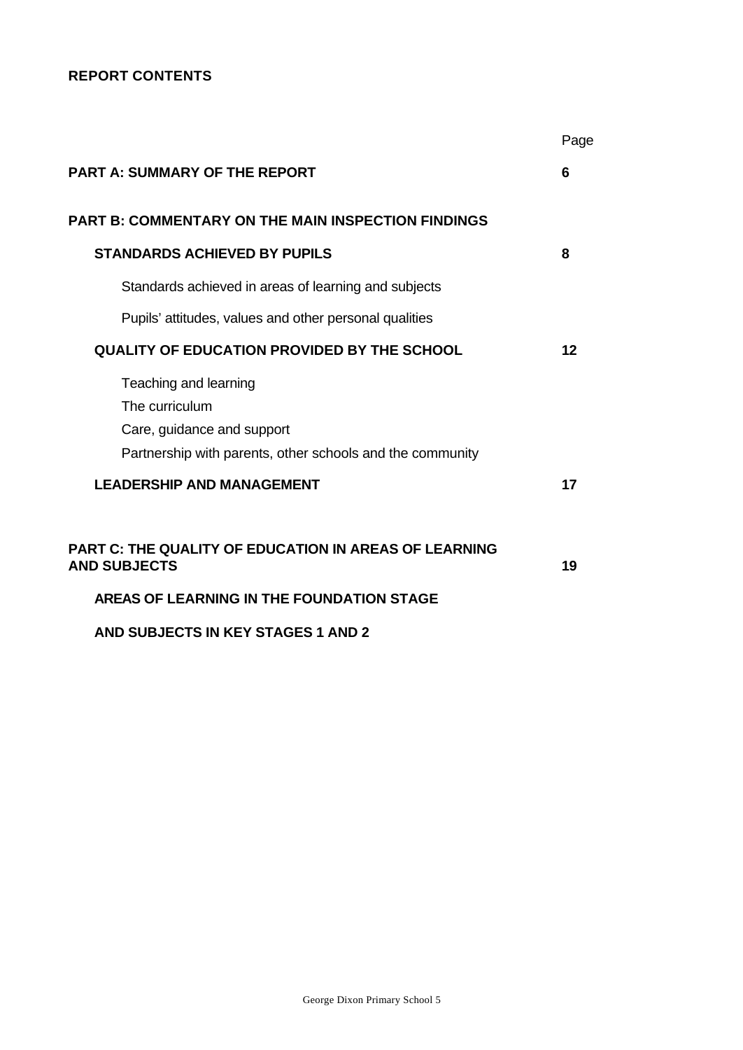## REPORT CONTENTS

| | Page |
|---|---|
| **PART A: SUMMARY OF THE REPORT** | **6** |
| **PART B: COMMENTARY ON THE MAIN INSPECTION FINDINGS** | |
| **STANDARDS ACHIEVED BY PUPILS** | **8** |
| Standards achieved in areas of learning and subjects | |
| Pupils' attitudes, values and other personal qualities | |
| **QUALITY OF EDUCATION PROVIDED BY THE SCHOOL** | **12** |
| Teaching and learning | |
| The curriculum | |
| Care, guidance and support | |
| Partnership with parents, other schools and the community | |
| **LEADERSHIP AND MANAGEMENT** | **17** |
| **PART C: THE QUALITY OF EDUCATION IN AREAS OF LEARNING AND SUBJECTS** | **19** |
| **AREAS OF LEARNING IN THE FOUNDATION STAGE** | |
| **AND SUBJECTS IN KEY STAGES 1 AND 2** | |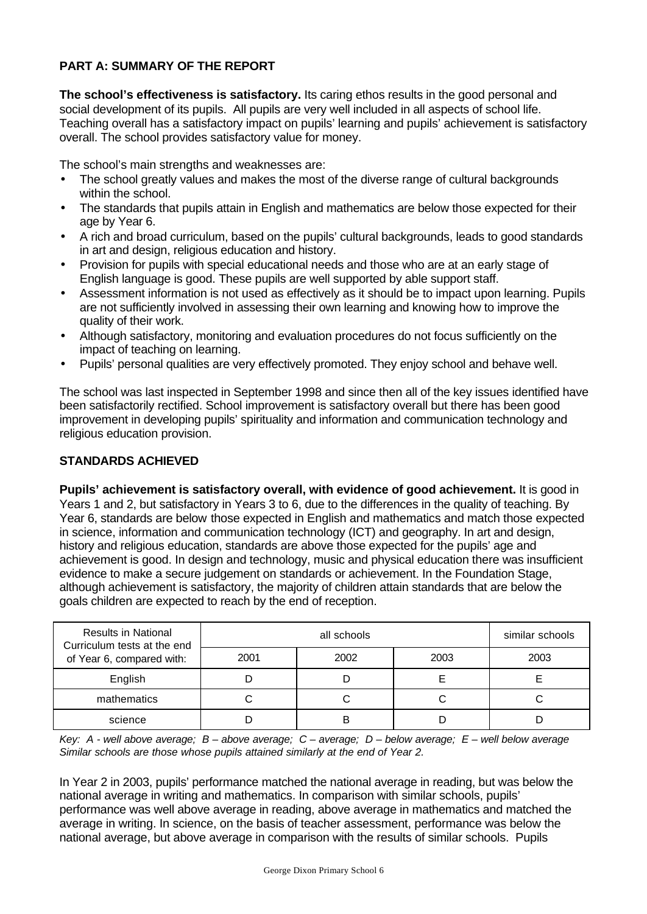**PART A: SUMMARY OF THE REPORT**

**The school's effectiveness is satisfactory.** Its caring ethos results in the good personal and social development of its pupils. All pupils are very well included in all aspects of school life. Teaching overall has a satisfactory impact on pupils' learning and pupils' achievement is satisfactory overall. The school provides satisfactory value for money.

The school's main strengths and weaknesses are:

- The school greatly values and makes the most of the diverse range of cultural backgrounds within the school.
- The standards that pupils attain in English and mathematics are below those expected for their age by Year 6.
- A rich and broad curriculum, based on the pupils' cultural backgrounds, leads to good standards in art and design, religious education and history.
- Provision for pupils with special educational needs and those who are at an early stage of English language is good. These pupils are well supported by able support staff.
- Assessment information is not used as effectively as it should be to impact upon learning. Pupils are not sufficiently involved in assessing their own learning and knowing how to improve the quality of their work.
- Although satisfactory, monitoring and evaluation procedures do not focus sufficiently on the impact of teaching on learning.
- Pupils' personal qualities are very effectively promoted. They enjoy school and behave well.

The school was last inspected in September 1998 and since then all of the key issues identified have been satisfactorily rectified. School improvement is satisfactory overall but there has been good improvement in developing pupils' spirituality and information and communication technology and religious education provision.

**STANDARDS ACHIEVED**

**Pupils' achievement is satisfactory overall, with evidence of good achievement.** It is good in Years 1 and 2, but satisfactory in Years 3 to 6, due to the differences in the quality of teaching. By Year 6, standards are below those expected in English and mathematics and match those expected in science, information and communication technology (ICT) and geography. In art and design, history and religious education, standards are above those expected for the pupils' age and achievement is good. In design and technology, music and physical education there was insufficient evidence to make a secure judgement on standards or achievement. In the Foundation Stage, although achievement is satisfactory, the majority of children attain standards that are below the goals children are expected to reach by the end of reception.

| Results in National Curriculum tests at the end of Year 6, compared with: | all schools | | | similar schools |
|---|---|---|---|---|
| | 2001 | 2002 | 2003 | 2003 |
| English | D | D | E | E |
| mathematics | C | C | C | C |
| science | D | B | D | D |

*Key: A - well above average; B – above average; C – average; D – below average; E – well below average*
*Similar schools are those whose pupils attained similarly at the end of Year 2.*

In Year 2 in 2003, pupils' performance matched the national average in reading, but was below the national average in writing and mathematics. In comparison with similar schools, pupils' performance was well above average in reading, above average in mathematics and matched the average in writing. In science, on the basis of teacher assessment, performance was below the national average, but above average in comparison with the results of similar schools. Pupils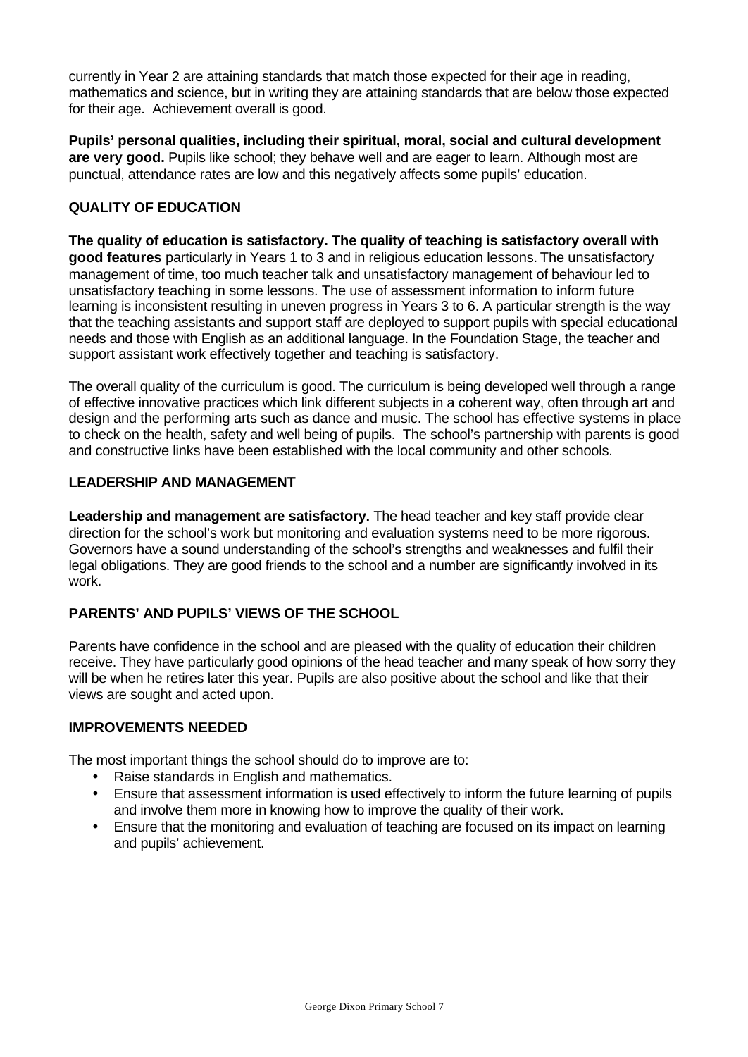currently in Year 2 are attaining standards that match those expected for their age in reading, mathematics and science, but in writing they are attaining standards that are below those expected for their age. Achievement overall is good.

**Pupils' personal qualities, including their spiritual, moral, social and cultural development are very good.** Pupils like school; they behave well and are eager to learn. Although most are punctual, attendance rates are low and this negatively affects some pupils' education.

### QUALITY OF EDUCATION

**The quality of education is satisfactory. The quality of teaching is satisfactory overall with good features** particularly in Years 1 to 3 and in religious education lessons. The unsatisfactory management of time, too much teacher talk and unsatisfactory management of behaviour led to unsatisfactory teaching in some lessons. The use of assessment information to inform future learning is inconsistent resulting in uneven progress in Years 3 to 6. A particular strength is the way that the teaching assistants and support staff are deployed to support pupils with special educational needs and those with English as an additional language. In the Foundation Stage, the teacher and support assistant work effectively together and teaching is satisfactory.

The overall quality of the curriculum is good. The curriculum is being developed well through a range of effective innovative practices which link different subjects in a coherent way, often through art and design and the performing arts such as dance and music. The school has effective systems in place to check on the health, safety and well being of pupils. The school's partnership with parents is good and constructive links have been established with the local community and other schools.

### LEADERSHIP AND MANAGEMENT

**Leadership and management are satisfactory.** The head teacher and key staff provide clear direction for the school's work but monitoring and evaluation systems need to be more rigorous. Governors have a sound understanding of the school's strengths and weaknesses and fulfil their legal obligations. They are good friends to the school and a number are significantly involved in its work.

### PARENTS' AND PUPILS' VIEWS OF THE SCHOOL

Parents have confidence in the school and are pleased with the quality of education their children receive. They have particularly good opinions of the head teacher and many speak of how sorry they will be when he retires later this year. Pupils are also positive about the school and like that their views are sought and acted upon.

### IMPROVEMENTS NEEDED

The most important things the school should do to improve are to:

- Raise standards in English and mathematics.
- Ensure that assessment information is used effectively to inform the future learning of pupils and involve them more in knowing how to improve the quality of their work.
- Ensure that the monitoring and evaluation of teaching are focused on its impact on learning and pupils' achievement.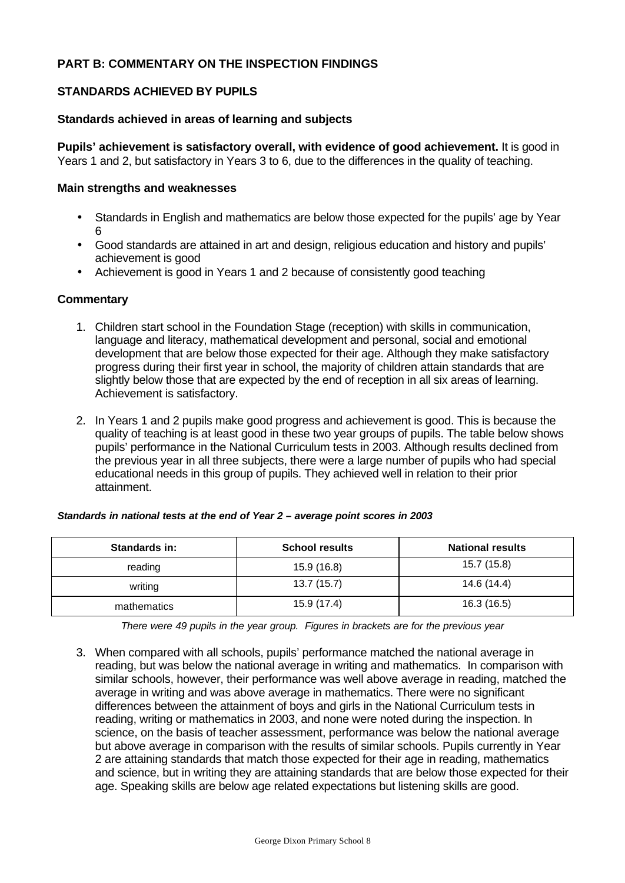## PART B: COMMENTARY ON THE INSPECTION FINDINGS

### STANDARDS ACHIEVED BY PUPILS

#### Standards achieved in areas of learning and subjects

**Pupils' achievement is satisfactory overall, with evidence of good achievement.** It is good in Years 1 and 2, but satisfactory in Years 3 to 6, due to the differences in the quality of teaching.

#### Main strengths and weaknesses

- Standards in English and mathematics are below those expected for the pupils' age by Year 6
- Good standards are attained in art and design, religious education and history and pupils' achievement is good
- Achievement is good in Years 1 and 2 because of consistently good teaching

#### Commentary

1. Children start school in the Foundation Stage (reception) with skills in communication, language and literacy, mathematical development and personal, social and emotional development that are below those expected for their age. Although they make satisfactory progress during their first year in school, the majority of children attain standards that are slightly below those that are expected by the end of reception in all six areas of learning. Achievement is satisfactory.

2. In Years 1 and 2 pupils make good progress and achievement is good. This is because the quality of teaching is at least good in these two year groups of pupils. The table below shows pupils' performance in the National Curriculum tests in 2003. Although results declined from the previous year in all three subjects, there were a large number of pupils who had special educational needs in this group of pupils. They achieved well in relation to their prior attainment.

***Standards in national tests at the end of Year 2 – average point scores in 2003***

| Standards in: | School results | National results |
|---|---|---|
| reading | 15.9 (16.8) | 15.7 (15.8) |
| writing | 13.7 (15.7) | 14.6 (14.4) |
| mathematics | 15.9 (17.4) | 16.3 (16.5) |

*There were 49 pupils in the year group. Figures in brackets are for the previous year*

3. When compared with all schools, pupils' performance matched the national average in reading, but was below the national average in writing and mathematics. In comparison with similar schools, however, their performance was well above average in reading, matched the average in writing and was above average in mathematics. There were no significant differences between the attainment of boys and girls in the National Curriculum tests in reading, writing or mathematics in 2003, and none were noted during the inspection. In science, on the basis of teacher assessment, performance was below the national average but above average in comparison with the results of similar schools. Pupils currently in Year 2 are attaining standards that match those expected for their age in reading, mathematics and science, but in writing they are attaining standards that are below those expected for their age. Speaking skills are below age related expectations but listening skills are good.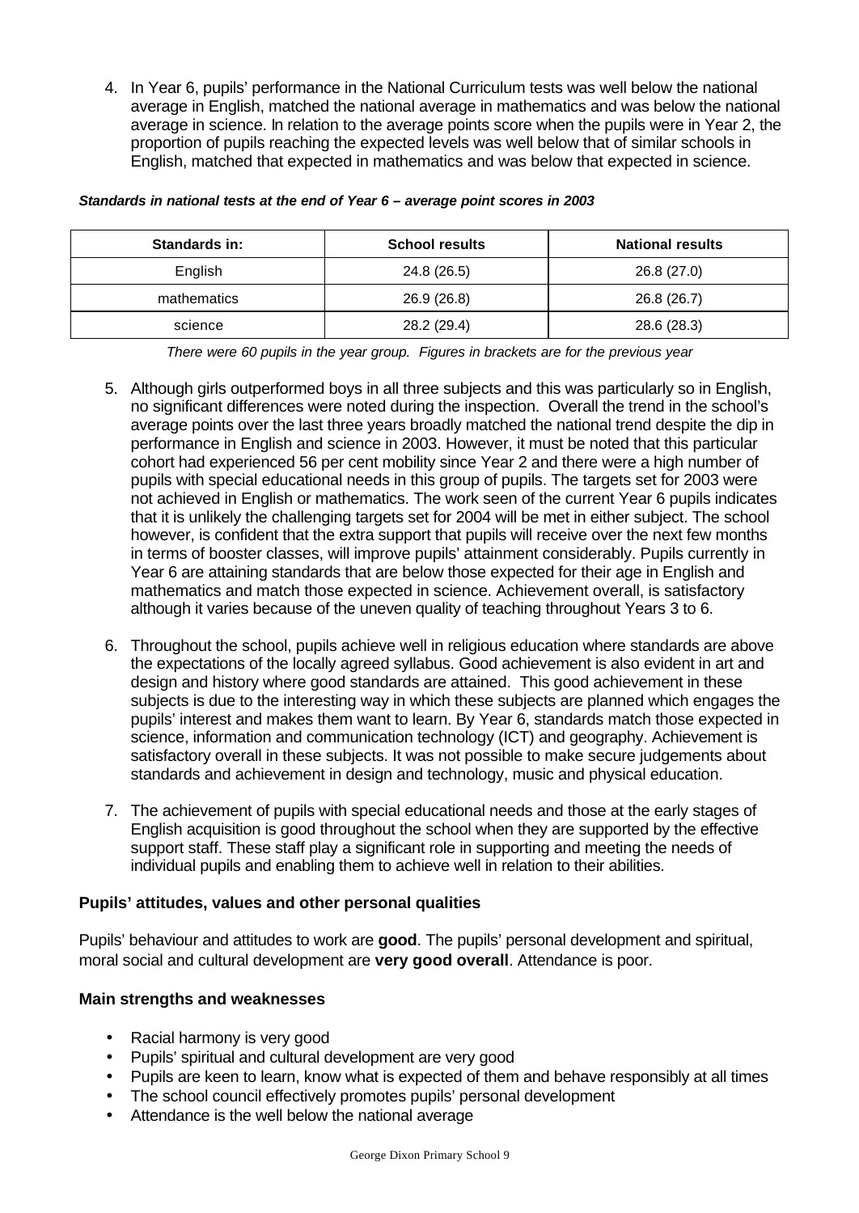4. In Year 6, pupils' performance in the National Curriculum tests was well below the national average in English, matched the national average in mathematics and was below the national average in science. In relation to the average points score when the pupils were in Year 2, the proportion of pupils reaching the expected levels was well below that of similar schools in English, matched that expected in mathematics and was below that expected in science.

***Standards in national tests at the end of Year 6 – average point scores in 2003***

| Standards in: | School results | National results |
|---|---|---|
| English | 24.8 (26.5) | 26.8 (27.0) |
| mathematics | 26.9 (26.8) | 26.8 (26.7) |
| science | 28.2 (29.4) | 28.6 (28.3) |

*There were 60 pupils in the year group. Figures in brackets are for the previous year*

5. Although girls outperformed boys in all three subjects and this was particularly so in English, no significant differences were noted during the inspection. Overall the trend in the school's average points over the last three years broadly matched the national trend despite the dip in performance in English and science in 2003. However, it must be noted that this particular cohort had experienced 56 per cent mobility since Year 2 and there were a high number of pupils with special educational needs in this group of pupils. The targets set for 2003 were not achieved in English or mathematics. The work seen of the current Year 6 pupils indicates that it is unlikely the challenging targets set for 2004 will be met in either subject. The school however, is confident that the extra support that pupils will receive over the next few months in terms of booster classes, will improve pupils' attainment considerably. Pupils currently in Year 6 are attaining standards that are below those expected for their age in English and mathematics and match those expected in science. Achievement overall, is satisfactory although it varies because of the uneven quality of teaching throughout Years 3 to 6.

6. Throughout the school, pupils achieve well in religious education where standards are above the expectations of the locally agreed syllabus. Good achievement is also evident in art and design and history where good standards are attained. This good achievement in these subjects is due to the interesting way in which these subjects are planned which engages the pupils' interest and makes them want to learn. By Year 6, standards match those expected in science, information and communication technology (ICT) and geography. Achievement is satisfactory overall in these subjects. It was not possible to make secure judgements about standards and achievement in design and technology, music and physical education.

7. The achievement of pupils with special educational needs and those at the early stages of English acquisition is good throughout the school when they are supported by the effective support staff. These staff play a significant role in supporting and meeting the needs of individual pupils and enabling them to achieve well in relation to their abilities.

### Pupils' attitudes, values and other personal qualities

Pupils' behaviour and attitudes to work are **good**. The pupils' personal development and spiritual, moral social and cultural development are **very good overall**. Attendance is poor.

### Main strengths and weaknesses

- Racial harmony is very good
- Pupils' spiritual and cultural development are very good
- Pupils are keen to learn, know what is expected of them and behave responsibly at all times
- The school council effectively promotes pupils' personal development
- Attendance is the well below the national average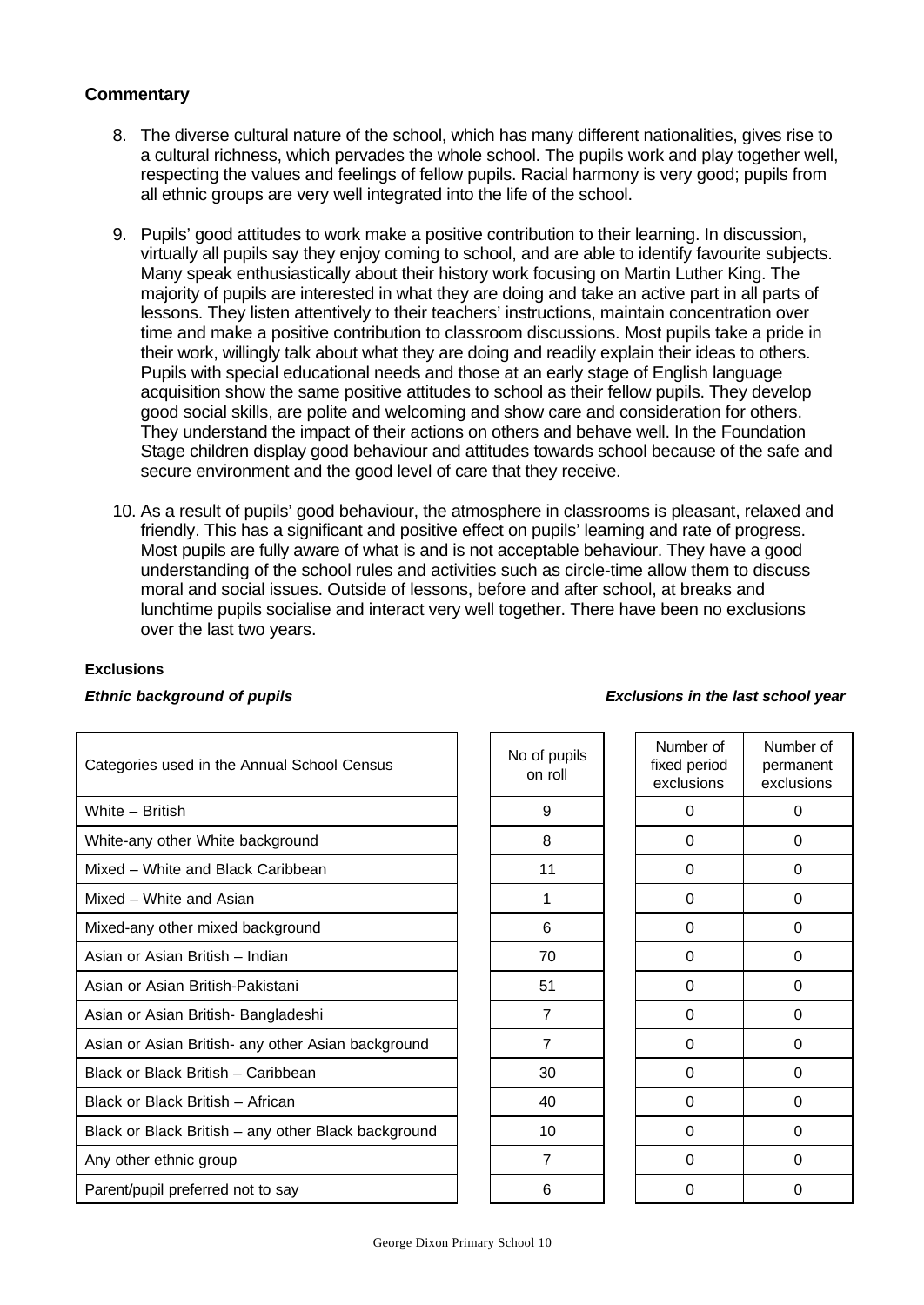### Commentary

8. The diverse cultural nature of the school, which has many different nationalities, gives rise to a cultural richness, which pervades the whole school. The pupils work and play together well, respecting the values and feelings of fellow pupils. Racial harmony is very good; pupils from all ethnic groups are very well integrated into the life of the school.

9. Pupils' good attitudes to work make a positive contribution to their learning. In discussion, virtually all pupils say they enjoy coming to school, and are able to identify favourite subjects. Many speak enthusiastically about their history work focusing on Martin Luther King. The majority of pupils are interested in what they are doing and take an active part in all parts of lessons. They listen attentively to their teachers' instructions, maintain concentration over time and make a positive contribution to classroom discussions. Most pupils take a pride in their work, willingly talk about what they are doing and readily explain their ideas to others. Pupils with special educational needs and those at an early stage of English language acquisition show the same positive attitudes to school as their fellow pupils. They develop good social skills, are polite and welcoming and show care and consideration for others. They understand the impact of their actions on others and behave well. In the Foundation Stage children display good behaviour and attitudes towards school because of the safe and secure environment and the good level of care that they receive.

10. As a result of pupils' good behaviour, the atmosphere in classrooms is pleasant, relaxed and friendly. This has a significant and positive effect on pupils' learning and rate of progress. Most pupils are fully aware of what is and is not acceptable behaviour. They have a good understanding of the school rules and activities such as circle-time allow them to discuss moral and social issues. Outside of lessons, before and after school, at breaks and lunchtime pupils socialise and interact very well together. There have been no exclusions over the last two years.

**Exclusions**

***Ethnic background of pupils*** ***Exclusions in the last school year***

| Categories used in the Annual School Census | No of pupils on roll | Number of fixed period exclusions | Number of permanent exclusions |
|---|---|---|---|
| White – British | 9 | 0 | 0 |
| White-any other White background | 8 | 0 | 0 |
| Mixed – White and Black Caribbean | 11 | 0 | 0 |
| Mixed – White and Asian | 1 | 0 | 0 |
| Mixed-any other mixed background | 6 | 0 | 0 |
| Asian or Asian British – Indian | 70 | 0 | 0 |
| Asian or Asian British-Pakistani | 51 | 0 | 0 |
| Asian or Asian British- Bangladeshi | 7 | 0 | 0 |
| Asian or Asian British- any other Asian background | 7 | 0 | 0 |
| Black or Black British – Caribbean | 30 | 0 | 0 |
| Black or Black British – African | 40 | 0 | 0 |
| Black or Black British – any other Black background | 10 | 0 | 0 |
| Any other ethnic group | 7 | 0 | 0 |
| Parent/pupil preferred not to say | 6 | 0 | 0 |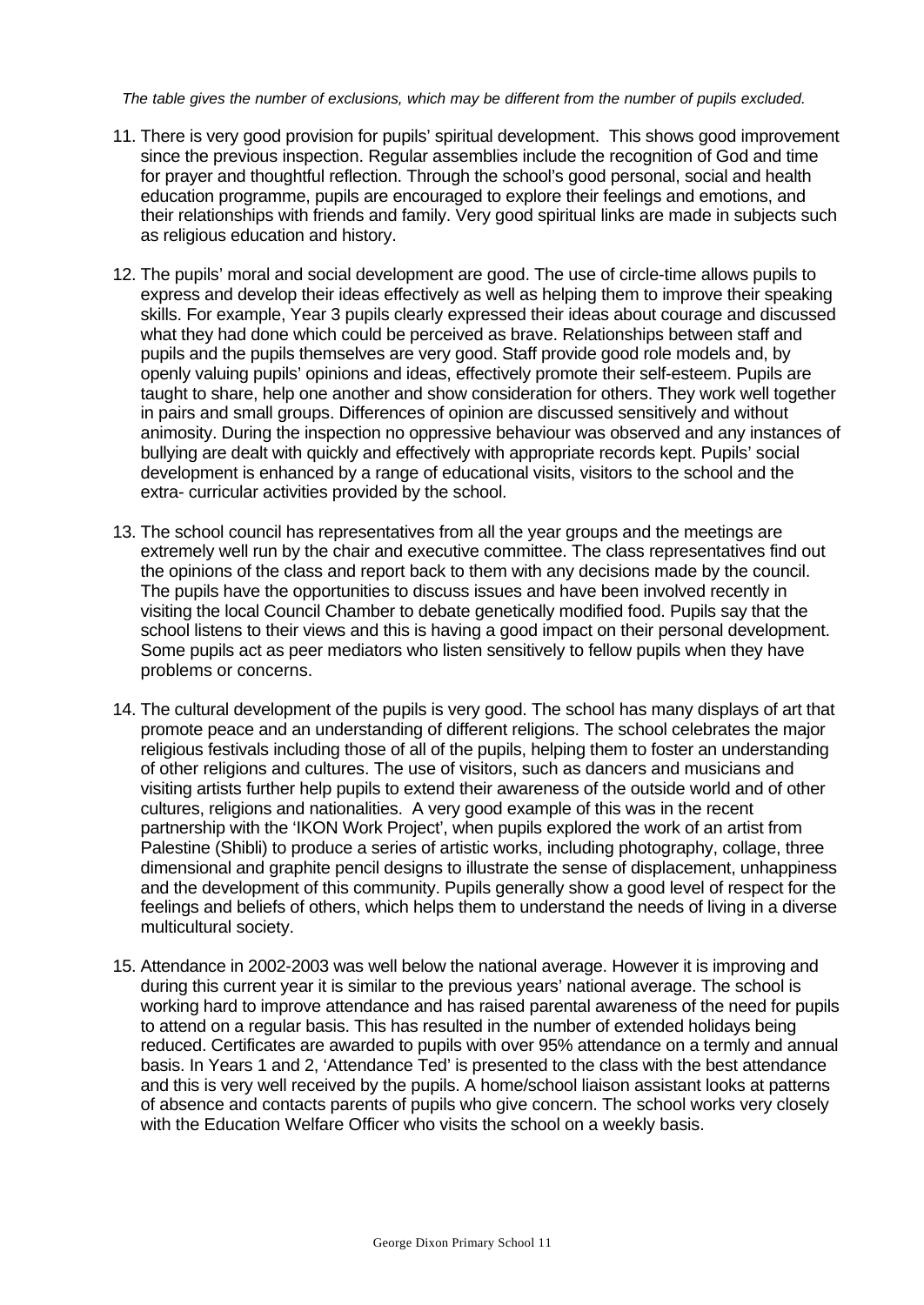*The table gives the number of exclusions, which may be different from the number of pupils excluded.*

11. There is very good provision for pupils' spiritual development. This shows good improvement since the previous inspection. Regular assemblies include the recognition of God and time for prayer and thoughtful reflection. Through the school's good personal, social and health education programme, pupils are encouraged to explore their feelings and emotions, and their relationships with friends and family. Very good spiritual links are made in subjects such as religious education and history.

12. The pupils' moral and social development are good. The use of circle-time allows pupils to express and develop their ideas effectively as well as helping them to improve their speaking skills. For example, Year 3 pupils clearly expressed their ideas about courage and discussed what they had done which could be perceived as brave. Relationships between staff and pupils and the pupils themselves are very good. Staff provide good role models and, by openly valuing pupils' opinions and ideas, effectively promote their self-esteem. Pupils are taught to share, help one another and show consideration for others. They work well together in pairs and small groups. Differences of opinion are discussed sensitively and without animosity. During the inspection no oppressive behaviour was observed and any instances of bullying are dealt with quickly and effectively with appropriate records kept. Pupils' social development is enhanced by a range of educational visits, visitors to the school and the extra- curricular activities provided by the school.

13. The school council has representatives from all the year groups and the meetings are extremely well run by the chair and executive committee. The class representatives find out the opinions of the class and report back to them with any decisions made by the council. The pupils have the opportunities to discuss issues and have been involved recently in visiting the local Council Chamber to debate genetically modified food. Pupils say that the school listens to their views and this is having a good impact on their personal development. Some pupils act as peer mediators who listen sensitively to fellow pupils when they have problems or concerns.

14. The cultural development of the pupils is very good. The school has many displays of art that promote peace and an understanding of different religions. The school celebrates the major religious festivals including those of all of the pupils, helping them to foster an understanding of other religions and cultures. The use of visitors, such as dancers and musicians and visiting artists further help pupils to extend their awareness of the outside world and of other cultures, religions and nationalities. A very good example of this was in the recent partnership with the 'IKON Work Project', when pupils explored the work of an artist from Palestine (Shibli) to produce a series of artistic works, including photography, collage, three dimensional and graphite pencil designs to illustrate the sense of displacement, unhappiness and the development of this community. Pupils generally show a good level of respect for the feelings and beliefs of others, which helps them to understand the needs of living in a diverse multicultural society.

15. Attendance in 2002-2003 was well below the national average. However it is improving and during this current year it is similar to the previous years' national average. The school is working hard to improve attendance and has raised parental awareness of the need for pupils to attend on a regular basis. This has resulted in the number of extended holidays being reduced. Certificates are awarded to pupils with over 95% attendance on a termly and annual basis. In Years 1 and 2, 'Attendance Ted' is presented to the class with the best attendance and this is very well received by the pupils. A home/school liaison assistant looks at patterns of absence and contacts parents of pupils who give concern. The school works very closely with the Education Welfare Officer who visits the school on a weekly basis.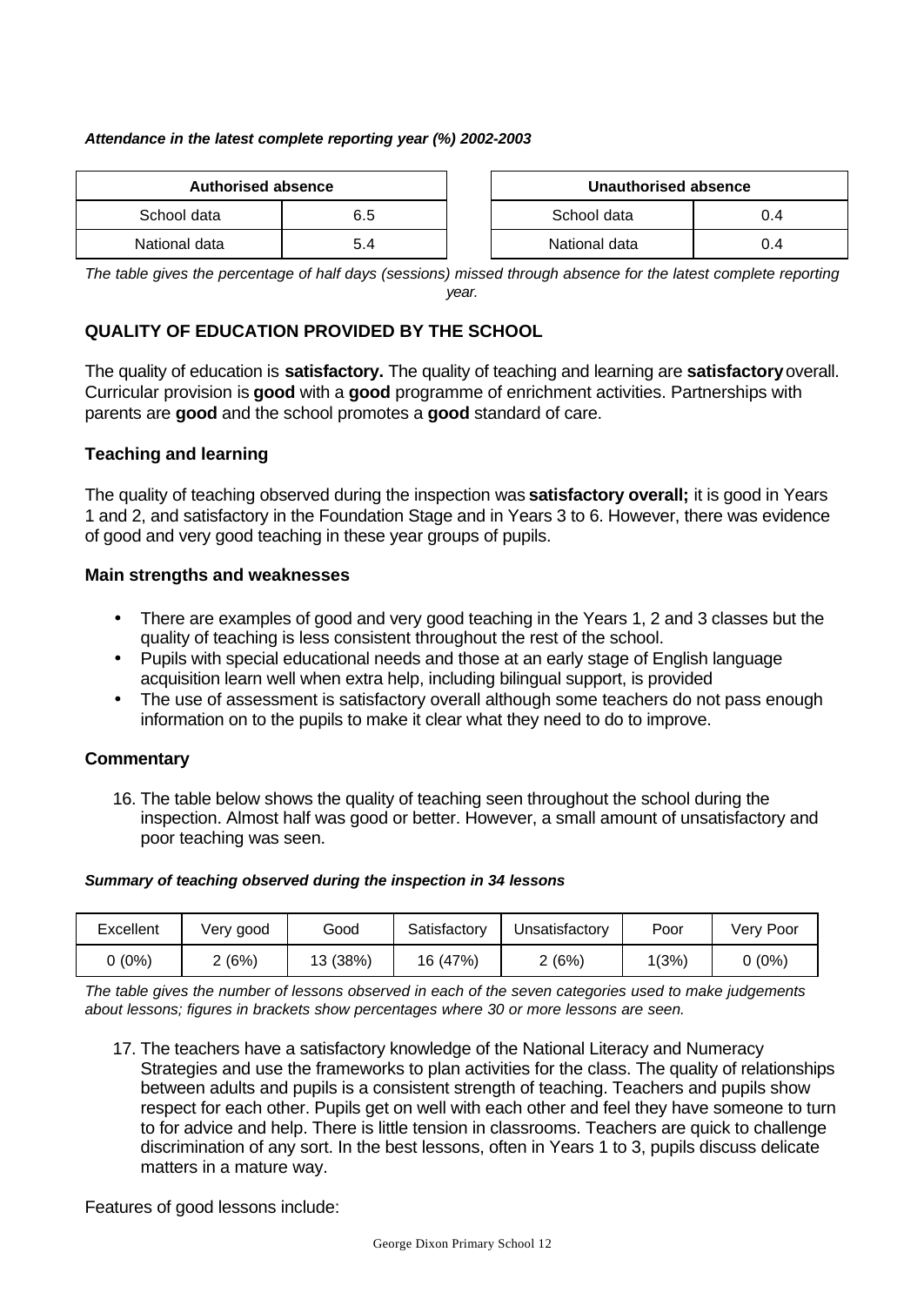***Attendance in the latest complete reporting year (%) 2002-2003***

| Authorised absence | |
|---|---|
| School data | 6.5 |
| National data | 5.4 |

| Unauthorised absence | |
|---|---|
| School data | 0.4 |
| National data | 0.4 |

*The table gives the percentage of half days (sessions) missed through absence for the latest complete reporting year.*

## QUALITY OF EDUCATION PROVIDED BY THE SCHOOL

The quality of education is **satisfactory.** The quality of teaching and learning are **satisfactory** overall. Curricular provision is **good** with a **good** programme of enrichment activities. Partnerships with parents are **good** and the school promotes a **good** standard of care.

### Teaching and learning

The quality of teaching observed during the inspection was **satisfactory overall;** it is good in Years 1 and 2, and satisfactory in the Foundation Stage and in Years 3 to 6. However, there was evidence of good and very good teaching in these year groups of pupils.

### Main strengths and weaknesses

- There are examples of good and very good teaching in the Years 1, 2 and 3 classes but the quality of teaching is less consistent throughout the rest of the school.
- Pupils with special educational needs and those at an early stage of English language acquisition learn well when extra help, including bilingual support, is provided
- The use of assessment is satisfactory overall although some teachers do not pass enough information on to the pupils to make it clear what they need to do to improve.

### Commentary

16. The table below shows the quality of teaching seen throughout the school during the inspection. Almost half was good or better. However, a small amount of unsatisfactory and poor teaching was seen.

***Summary of teaching observed during the inspection in 34 lessons***

| Excellent | Very good | Good | Satisfactory | Unsatisfactory | Poor | Very Poor |
|---|---|---|---|---|---|---|
| 0 (0%) | 2 (6%) | 13 (38%) | 16 (47%) | 2 (6%) | 1(3%) | 0 (0%) |

*The table gives the number of lessons observed in each of the seven categories used to make judgements about lessons; figures in brackets show percentages where 30 or more lessons are seen.*

17. The teachers have a satisfactory knowledge of the National Literacy and Numeracy Strategies and use the frameworks to plan activities for the class. The quality of relationships between adults and pupils is a consistent strength of teaching. Teachers and pupils show respect for each other. Pupils get on well with each other and feel they have someone to turn to for advice and help. There is little tension in classrooms. Teachers are quick to challenge discrimination of any sort. In the best lessons, often in Years 1 to 3, pupils discuss delicate matters in a mature way.

Features of good lessons include: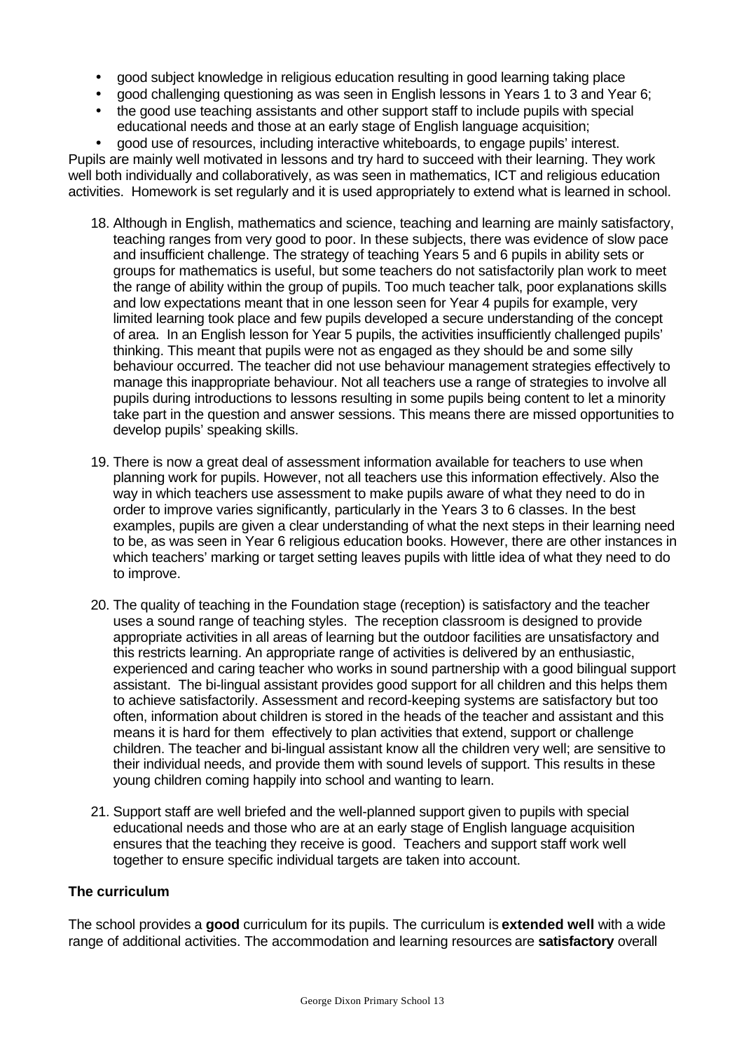- good subject knowledge in religious education resulting in good learning taking place
- good challenging questioning as was seen in English lessons in Years 1 to 3 and Year 6;
- the good use teaching assistants and other support staff to include pupils with special educational needs and those at an early stage of English language acquisition;
- good use of resources, including interactive whiteboards, to engage pupils' interest.

Pupils are mainly well motivated in lessons and try hard to succeed with their learning. They work well both individually and collaboratively, as was seen in mathematics, ICT and religious education activities. Homework is set regularly and it is used appropriately to extend what is learned in school.

18. Although in English, mathematics and science, teaching and learning are mainly satisfactory, teaching ranges from very good to poor. In these subjects, there was evidence of slow pace and insufficient challenge. The strategy of teaching Years 5 and 6 pupils in ability sets or groups for mathematics is useful, but some teachers do not satisfactorily plan work to meet the range of ability within the group of pupils. Too much teacher talk, poor explanations skills and low expectations meant that in one lesson seen for Year 4 pupils for example, very limited learning took place and few pupils developed a secure understanding of the concept of area. In an English lesson for Year 5 pupils, the activities insufficiently challenged pupils' thinking. This meant that pupils were not as engaged as they should be and some silly behaviour occurred. The teacher did not use behaviour management strategies effectively to manage this inappropriate behaviour. Not all teachers use a range of strategies to involve all pupils during introductions to lessons resulting in some pupils being content to let a minority take part in the question and answer sessions. This means there are missed opportunities to develop pupils' speaking skills.

19. There is now a great deal of assessment information available for teachers to use when planning work for pupils. However, not all teachers use this information effectively. Also the way in which teachers use assessment to make pupils aware of what they need to do in order to improve varies significantly, particularly in the Years 3 to 6 classes. In the best examples, pupils are given a clear understanding of what the next steps in their learning need to be, as was seen in Year 6 religious education books. However, there are other instances in which teachers' marking or target setting leaves pupils with little idea of what they need to do to improve.

20. The quality of teaching in the Foundation stage (reception) is satisfactory and the teacher uses a sound range of teaching styles. The reception classroom is designed to provide appropriate activities in all areas of learning but the outdoor facilities are unsatisfactory and this restricts learning. An appropriate range of activities is delivered by an enthusiastic, experienced and caring teacher who works in sound partnership with a good bilingual support assistant. The bi-lingual assistant provides good support for all children and this helps them to achieve satisfactorily. Assessment and record-keeping systems are satisfactory but too often, information about children is stored in the heads of the teacher and assistant and this means it is hard for them effectively to plan activities that extend, support or challenge children. The teacher and bi-lingual assistant know all the children very well; are sensitive to their individual needs, and provide them with sound levels of support. This results in these young children coming happily into school and wanting to learn.

21. Support staff are well briefed and the well-planned support given to pupils with special educational needs and those who are at an early stage of English language acquisition ensures that the teaching they receive is good. Teachers and support staff work well together to ensure specific individual targets are taken into account.

### The curriculum

The school provides a **good** curriculum for its pupils. The curriculum is **extended well** with a wide range of additional activities. The accommodation and learning resources are **satisfactory** overall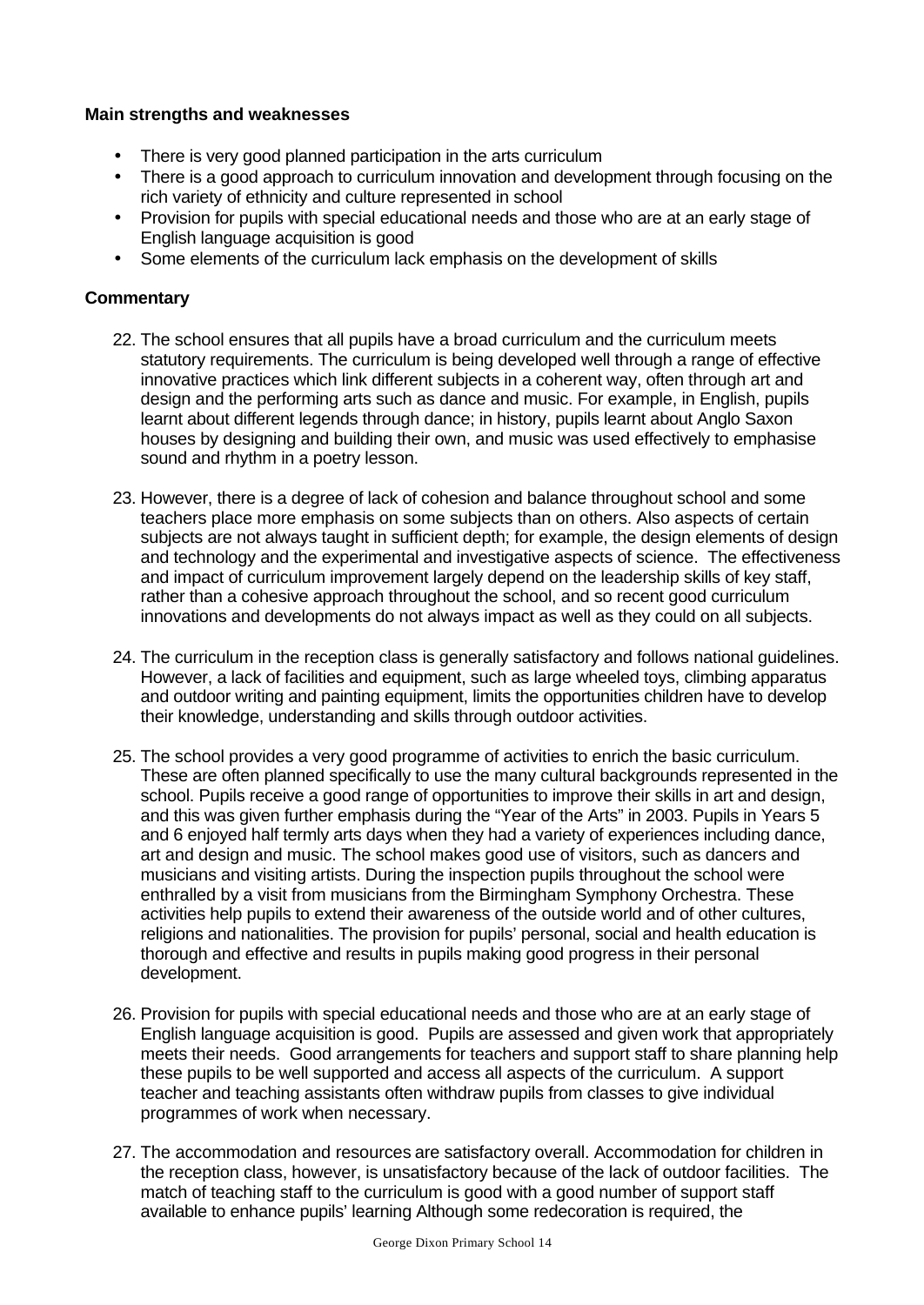**Main strengths and weaknesses**

- There is very good planned participation in the arts curriculum
- There is a good approach to curriculum innovation and development through focusing on the rich variety of ethnicity and culture represented in school
- Provision for pupils with special educational needs and those who are at an early stage of English language acquisition is good
- Some elements of the curriculum lack emphasis on the development of skills

**Commentary**

22. The school ensures that all pupils have a broad curriculum and the curriculum meets statutory requirements. The curriculum is being developed well through a range of effective innovative practices which link different subjects in a coherent way, often through art and design and the performing arts such as dance and music. For example, in English, pupils learnt about different legends through dance; in history, pupils learnt about Anglo Saxon houses by designing and building their own, and music was used effectively to emphasise sound and rhythm in a poetry lesson.

23. However, there is a degree of lack of cohesion and balance throughout school and some teachers place more emphasis on some subjects than on others. Also aspects of certain subjects are not always taught in sufficient depth; for example, the design elements of design and technology and the experimental and investigative aspects of science. The effectiveness and impact of curriculum improvement largely depend on the leadership skills of key staff, rather than a cohesive approach throughout the school, and so recent good curriculum innovations and developments do not always impact as well as they could on all subjects.

24. The curriculum in the reception class is generally satisfactory and follows national guidelines. However, a lack of facilities and equipment, such as large wheeled toys, climbing apparatus and outdoor writing and painting equipment, limits the opportunities children have to develop their knowledge, understanding and skills through outdoor activities.

25. The school provides a very good programme of activities to enrich the basic curriculum. These are often planned specifically to use the many cultural backgrounds represented in the school. Pupils receive a good range of opportunities to improve their skills in art and design, and this was given further emphasis during the "Year of the Arts" in 2003. Pupils in Years 5 and 6 enjoyed half termly arts days when they had a variety of experiences including dance, art and design and music. The school makes good use of visitors, such as dancers and musicians and visiting artists. During the inspection pupils throughout the school were enthralled by a visit from musicians from the Birmingham Symphony Orchestra. These activities help pupils to extend their awareness of the outside world and of other cultures, religions and nationalities. The provision for pupils' personal, social and health education is thorough and effective and results in pupils making good progress in their personal development.

26. Provision for pupils with special educational needs and those who are at an early stage of English language acquisition is good. Pupils are assessed and given work that appropriately meets their needs. Good arrangements for teachers and support staff to share planning help these pupils to be well supported and access all aspects of the curriculum. A support teacher and teaching assistants often withdraw pupils from classes to give individual programmes of work when necessary.

27. The accommodation and resources are satisfactory overall. Accommodation for children in the reception class, however, is unsatisfactory because of the lack of outdoor facilities. The match of teaching staff to the curriculum is good with a good number of support staff available to enhance pupils' learning Although some redecoration is required, the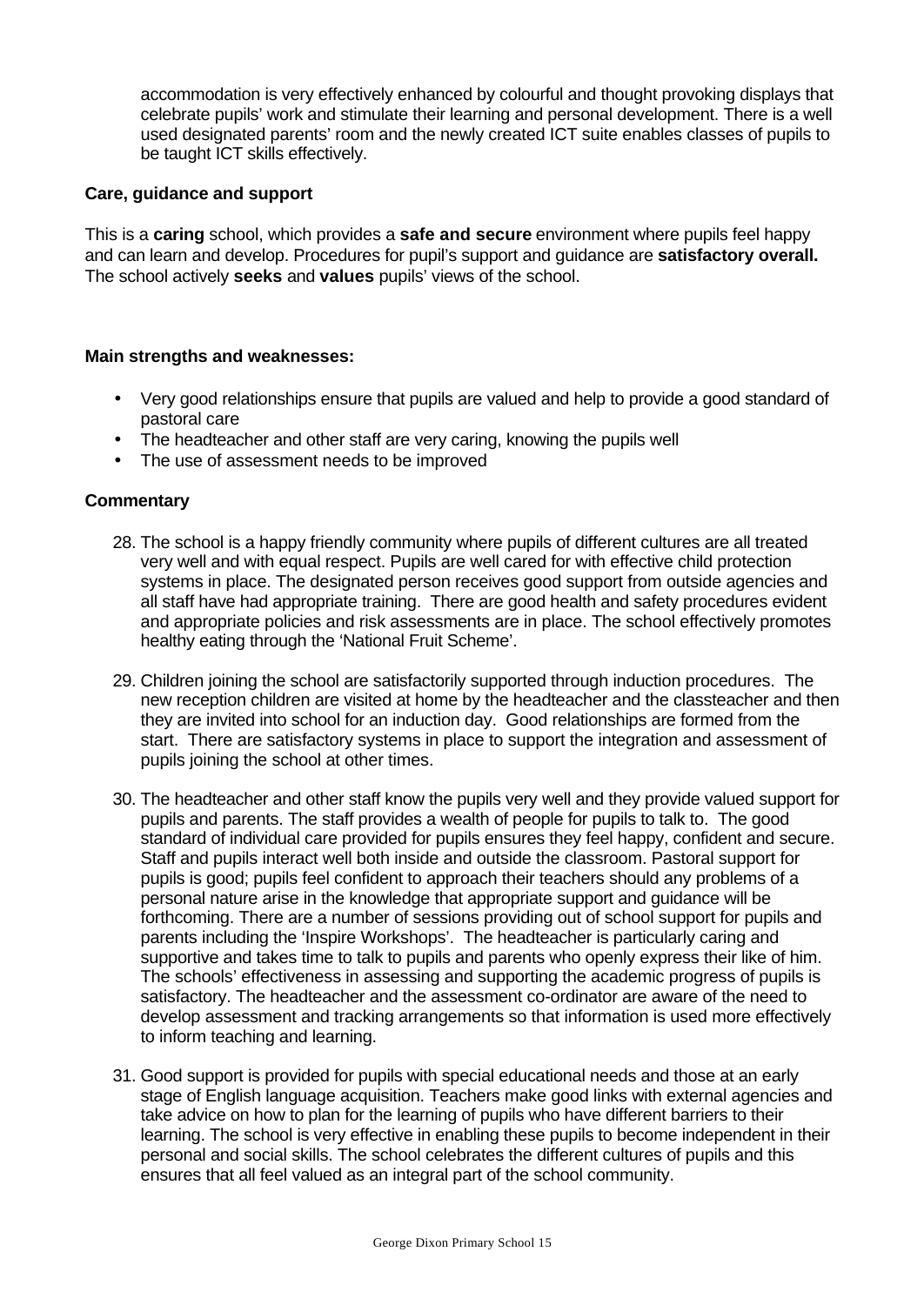accommodation is very effectively enhanced by colourful and thought provoking displays that celebrate pupils' work and stimulate their learning and personal development. There is a well used designated parents' room and the newly created ICT suite enables classes of pupils to be taught ICT skills effectively.

### Care, guidance and support

This is a **caring** school, which provides a **safe and secure** environment where pupils feel happy and can learn and develop. Procedures for pupil's support and guidance are **satisfactory overall.** The school actively **seeks** and **values** pupils' views of the school.

**Main strengths and weaknesses:**

- Very good relationships ensure that pupils are valued and help to provide a good standard of pastoral care
- The headteacher and other staff are very caring, knowing the pupils well
- The use of assessment needs to be improved

**Commentary**

28. The school is a happy friendly community where pupils of different cultures are all treated very well and with equal respect. Pupils are well cared for with effective child protection systems in place. The designated person receives good support from outside agencies and all staff have had appropriate training. There are good health and safety procedures evident and appropriate policies and risk assessments are in place. The school effectively promotes healthy eating through the 'National Fruit Scheme'.

29. Children joining the school are satisfactorily supported through induction procedures. The new reception children are visited at home by the headteacher and the classteacher and then they are invited into school for an induction day. Good relationships are formed from the start. There are satisfactory systems in place to support the integration and assessment of pupils joining the school at other times.

30. The headteacher and other staff know the pupils very well and they provide valued support for pupils and parents. The staff provides a wealth of people for pupils to talk to. The good standard of individual care provided for pupils ensures they feel happy, confident and secure. Staff and pupils interact well both inside and outside the classroom. Pastoral support for pupils is good; pupils feel confident to approach their teachers should any problems of a personal nature arise in the knowledge that appropriate support and guidance will be forthcoming. There are a number of sessions providing out of school support for pupils and parents including the 'Inspire Workshops'. The headteacher is particularly caring and supportive and takes time to talk to pupils and parents who openly express their like of him. The schools' effectiveness in assessing and supporting the academic progress of pupils is satisfactory. The headteacher and the assessment co-ordinator are aware of the need to develop assessment and tracking arrangements so that information is used more effectively to inform teaching and learning.

31. Good support is provided for pupils with special educational needs and those at an early stage of English language acquisition. Teachers make good links with external agencies and take advice on how to plan for the learning of pupils who have different barriers to their learning. The school is very effective in enabling these pupils to become independent in their personal and social skills. The school celebrates the different cultures of pupils and this ensures that all feel valued as an integral part of the school community.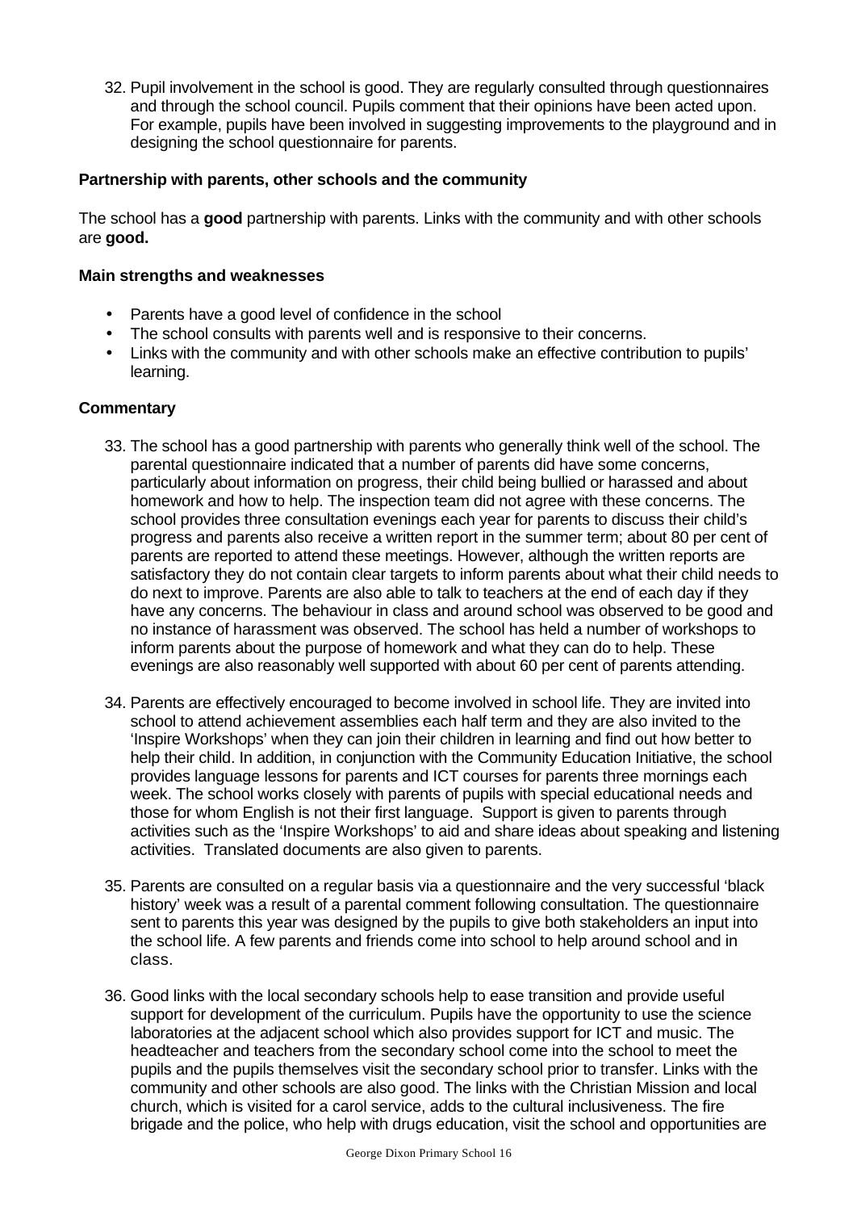32. Pupil involvement in the school is good. They are regularly consulted through questionnaires and through the school council. Pupils comment that their opinions have been acted upon. For example, pupils have been involved in suggesting improvements to the playground and in designing the school questionnaire for parents.

### Partnership with parents, other schools and the community

The school has a **good** partnership with parents. Links with the community and with other schools are **good.**

### Main strengths and weaknesses

- Parents have a good level of confidence in the school
- The school consults with parents well and is responsive to their concerns.
- Links with the community and with other schools make an effective contribution to pupils' learning.

### Commentary

33. The school has a good partnership with parents who generally think well of the school. The parental questionnaire indicated that a number of parents did have some concerns, particularly about information on progress, their child being bullied or harassed and about homework and how to help. The inspection team did not agree with these concerns. The school provides three consultation evenings each year for parents to discuss their child's progress and parents also receive a written report in the summer term; about 80 per cent of parents are reported to attend these meetings. However, although the written reports are satisfactory they do not contain clear targets to inform parents about what their child needs to do next to improve. Parents are also able to talk to teachers at the end of each day if they have any concerns. The behaviour in class and around school was observed to be good and no instance of harassment was observed. The school has held a number of workshops to inform parents about the purpose of homework and what they can do to help. These evenings are also reasonably well supported with about 60 per cent of parents attending.

34. Parents are effectively encouraged to become involved in school life. They are invited into school to attend achievement assemblies each half term and they are also invited to the 'Inspire Workshops' when they can join their children in learning and find out how better to help their child. In addition, in conjunction with the Community Education Initiative, the school provides language lessons for parents and ICT courses for parents three mornings each week. The school works closely with parents of pupils with special educational needs and those for whom English is not their first language. Support is given to parents through activities such as the 'Inspire Workshops' to aid and share ideas about speaking and listening activities. Translated documents are also given to parents.

35. Parents are consulted on a regular basis via a questionnaire and the very successful 'black history' week was a result of a parental comment following consultation. The questionnaire sent to parents this year was designed by the pupils to give both stakeholders an input into the school life. A few parents and friends come into school to help around school and in class.

36. Good links with the local secondary schools help to ease transition and provide useful support for development of the curriculum. Pupils have the opportunity to use the science laboratories at the adjacent school which also provides support for ICT and music. The headteacher and teachers from the secondary school come into the school to meet the pupils and the pupils themselves visit the secondary school prior to transfer. Links with the community and other schools are also good. The links with the Christian Mission and local church, which is visited for a carol service, adds to the cultural inclusiveness. The fire brigade and the police, who help with drugs education, visit the school and opportunities are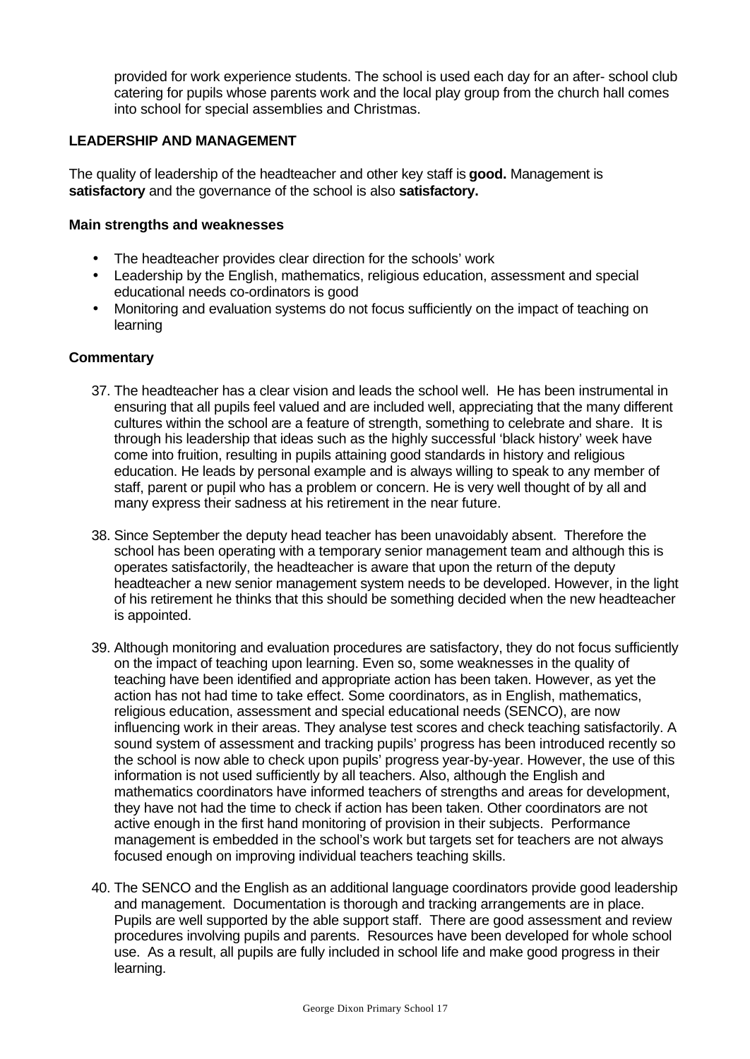provided for work experience students. The school is used each day for an after- school club catering for pupils whose parents work and the local play group from the church hall comes into school for special assemblies and Christmas.

### LEADERSHIP AND MANAGEMENT

The quality of leadership of the headteacher and other key staff is **good.** Management is **satisfactory** and the governance of the school is also **satisfactory.**

#### Main strengths and weaknesses

- The headteacher provides clear direction for the schools' work
- Leadership by the English, mathematics, religious education, assessment and special educational needs co-ordinators is good
- Monitoring and evaluation systems do not focus sufficiently on the impact of teaching on learning

#### Commentary

37. The headteacher has a clear vision and leads the school well. He has been instrumental in ensuring that all pupils feel valued and are included well, appreciating that the many different cultures within the school are a feature of strength, something to celebrate and share. It is through his leadership that ideas such as the highly successful 'black history' week have come into fruition, resulting in pupils attaining good standards in history and religious education. He leads by personal example and is always willing to speak to any member of staff, parent or pupil who has a problem or concern. He is very well thought of by all and many express their sadness at his retirement in the near future.

38. Since September the deputy head teacher has been unavoidably absent. Therefore the school has been operating with a temporary senior management team and although this is operates satisfactorily, the headteacher is aware that upon the return of the deputy headteacher a new senior management system needs to be developed. However, in the light of his retirement he thinks that this should be something decided when the new headteacher is appointed.

39. Although monitoring and evaluation procedures are satisfactory, they do not focus sufficiently on the impact of teaching upon learning. Even so, some weaknesses in the quality of teaching have been identified and appropriate action has been taken. However, as yet the action has not had time to take effect. Some coordinators, as in English, mathematics, religious education, assessment and special educational needs (SENCO), are now influencing work in their areas. They analyse test scores and check teaching satisfactorily. A sound system of assessment and tracking pupils' progress has been introduced recently so the school is now able to check upon pupils' progress year-by-year. However, the use of this information is not used sufficiently by all teachers. Also, although the English and mathematics coordinators have informed teachers of strengths and areas for development, they have not had the time to check if action has been taken. Other coordinators are not active enough in the first hand monitoring of provision in their subjects. Performance management is embedded in the school's work but targets set for teachers are not always focused enough on improving individual teachers teaching skills.

40. The SENCO and the English as an additional language coordinators provide good leadership and management. Documentation is thorough and tracking arrangements are in place. Pupils are well supported by the able support staff. There are good assessment and review procedures involving pupils and parents. Resources have been developed for whole school use. As a result, all pupils are fully included in school life and make good progress in their learning.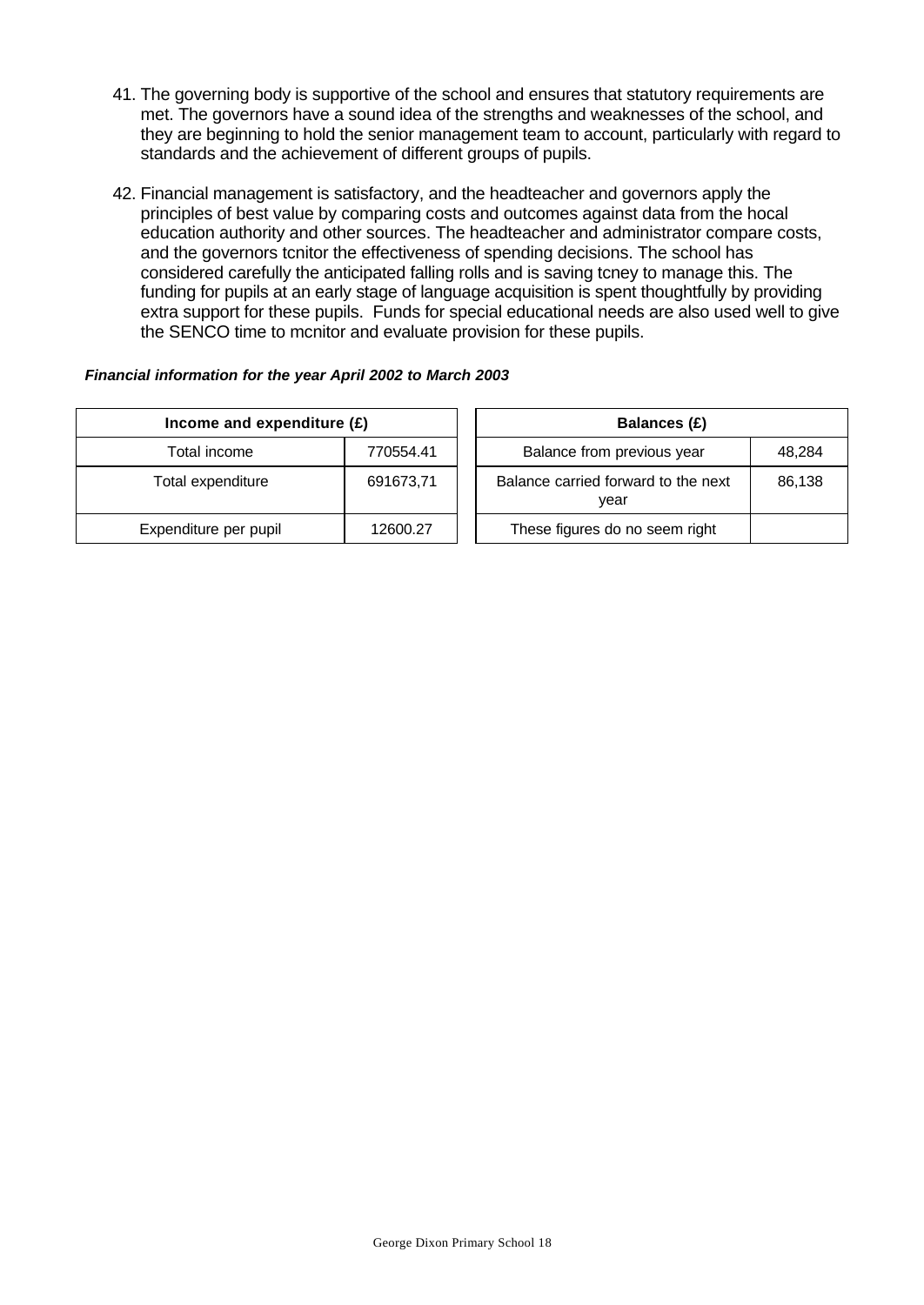41. The governing body is supportive of the school and ensures that statutory requirements are met. The governors have a sound idea of the strengths and weaknesses of the school, and they are beginning to hold the senior management team to account, particularly with regard to standards and the achievement of different groups of pupils.

42. Financial management is satisfactory, and the headteacher and governors apply the principles of best value by comparing costs and outcomes against data from the hocal education authority and other sources. The headteacher and administrator compare costs, and the governors tcnitor the effectiveness of spending decisions. The school has considered carefully the anticipated falling rolls and is saving tcney to manage this. The funding for pupils at an early stage of language acquisition is spent thoughtfully by providing extra support for these pupils. Funds for special educational needs are also used well to give the SENCO time to mcnitor and evaluate provision for these pupils.

***Financial information for the year April 2002 to March 2003***

| Income and expenditure (£) | |
|---|---|
| Total income | 770554.41 |
| Total expenditure | 691673,71 |
| Expenditure per pupil | 12600.27 |

| Balances (£) | |
|---|---|
| Balance from previous year | 48,284 |
| Balance carried forward to the next year | 86,138 |
| These figures do no seem right | |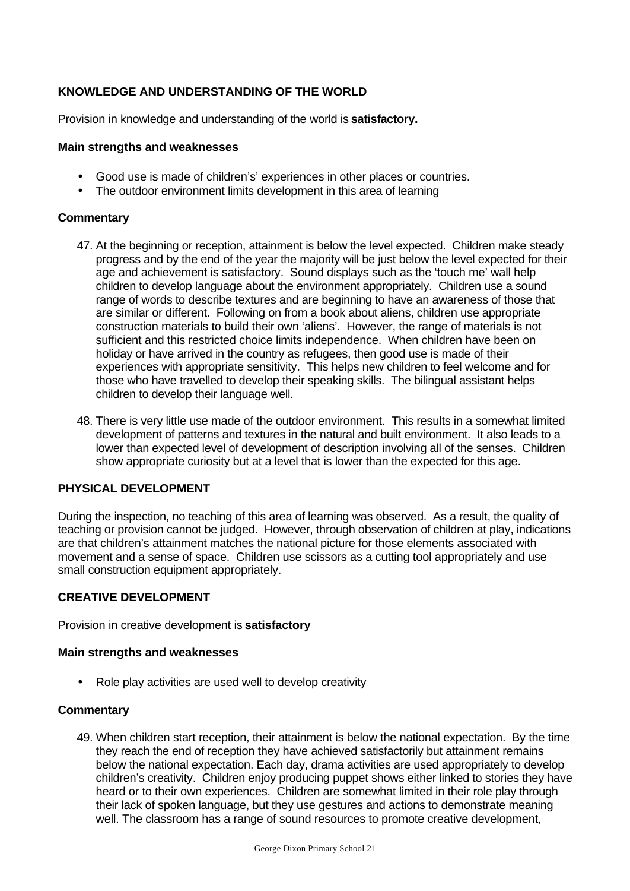**KNOWLEDGE AND UNDERSTANDING OF THE WORLD**

Provision in knowledge and understanding of the world is **satisfactory.**

**Main strengths and weaknesses**

- Good use is made of children's' experiences in other places or countries.
- The outdoor environment limits development in this area of learning

**Commentary**

47. At the beginning or reception, attainment is below the level expected. Children make steady progress and by the end of the year the majority will be just below the level expected for their age and achievement is satisfactory. Sound displays such as the 'touch me' wall help children to develop language about the environment appropriately. Children use a sound range of words to describe textures and are beginning to have an awareness of those that are similar or different. Following on from a book about aliens, children use appropriate construction materials to build their own 'aliens'. However, the range of materials is not sufficient and this restricted choice limits independence. When children have been on holiday or have arrived in the country as refugees, then good use is made of their experiences with appropriate sensitivity. This helps new children to feel welcome and for those who have travelled to develop their speaking skills. The bilingual assistant helps children to develop their language well.

48. There is very little use made of the outdoor environment. This results in a somewhat limited development of patterns and textures in the natural and built environment. It also leads to a lower than expected level of development of description involving all of the senses. Children show appropriate curiosity but at a level that is lower than the expected for this age.

**PHYSICAL DEVELOPMENT**

During the inspection, no teaching of this area of learning was observed. As a result, the quality of teaching or provision cannot be judged. However, through observation of children at play, indications are that children's attainment matches the national picture for those elements associated with movement and a sense of space. Children use scissors as a cutting tool appropriately and use small construction equipment appropriately.

**CREATIVE DEVELOPMENT**

Provision in creative development is **satisfactory**

**Main strengths and weaknesses**

- Role play activities are used well to develop creativity

**Commentary**

49. When children start reception, their attainment is below the national expectation. By the time they reach the end of reception they have achieved satisfactorily but attainment remains below the national expectation. Each day, drama activities are used appropriately to develop children's creativity. Children enjoy producing puppet shows either linked to stories they have heard or to their own experiences. Children are somewhat limited in their role play through their lack of spoken language, but they use gestures and actions to demonstrate meaning well. The classroom has a range of sound resources to promote creative development,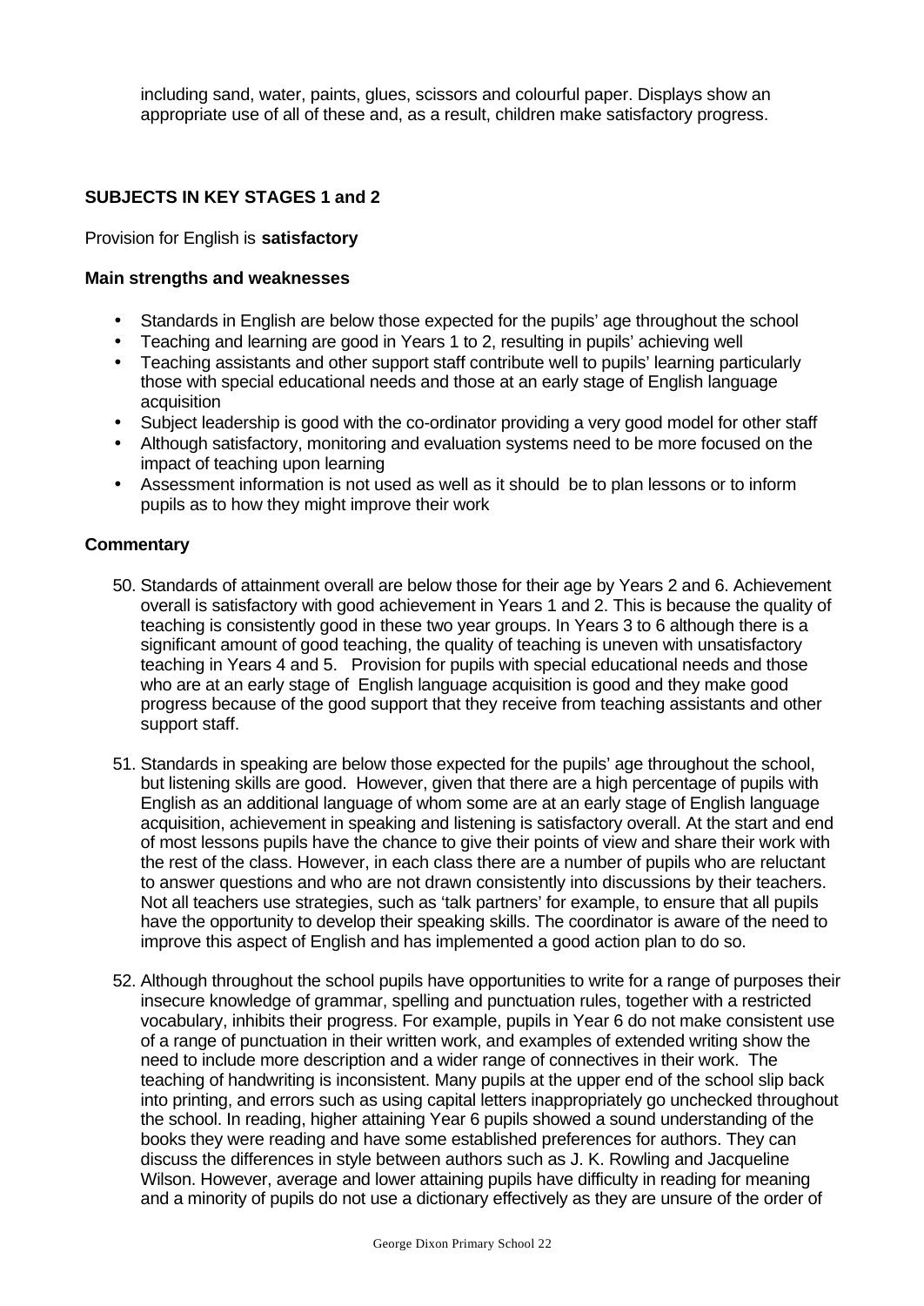including sand, water, paints, glues, scissors and colourful paper. Displays show an appropriate use of all of these and, as a result, children make satisfactory progress.

## SUBJECTS IN KEY STAGES 1 and 2

Provision for English is **satisfactory**

### Main strengths and weaknesses

- Standards in English are below those expected for the pupils' age throughout the school
- Teaching and learning are good in Years 1 to 2, resulting in pupils' achieving well
- Teaching assistants and other support staff contribute well to pupils' learning particularly those with special educational needs and those at an early stage of English language acquisition
- Subject leadership is good with the co-ordinator providing a very good model for other staff
- Although satisfactory, monitoring and evaluation systems need to be more focused on the impact of teaching upon learning
- Assessment information is not used as well as it should be to plan lessons or to inform pupils as to how they might improve their work

### Commentary

50. Standards of attainment overall are below those for their age by Years 2 and 6. Achievement overall is satisfactory with good achievement in Years 1 and 2. This is because the quality of teaching is consistently good in these two year groups. In Years 3 to 6 although there is a significant amount of good teaching, the quality of teaching is uneven with unsatisfactory teaching in Years 4 and 5. Provision for pupils with special educational needs and those who are at an early stage of English language acquisition is good and they make good progress because of the good support that they receive from teaching assistants and other support staff.

51. Standards in speaking are below those expected for the pupils' age throughout the school, but listening skills are good. However, given that there are a high percentage of pupils with English as an additional language of whom some are at an early stage of English language acquisition, achievement in speaking and listening is satisfactory overall. At the start and end of most lessons pupils have the chance to give their points of view and share their work with the rest of the class. However, in each class there are a number of pupils who are reluctant to answer questions and who are not drawn consistently into discussions by their teachers. Not all teachers use strategies, such as 'talk partners' for example, to ensure that all pupils have the opportunity to develop their speaking skills. The coordinator is aware of the need to improve this aspect of English and has implemented a good action plan to do so.

52. Although throughout the school pupils have opportunities to write for a range of purposes their insecure knowledge of grammar, spelling and punctuation rules, together with a restricted vocabulary, inhibits their progress. For example, pupils in Year 6 do not make consistent use of a range of punctuation in their written work, and examples of extended writing show the need to include more description and a wider range of connectives in their work. The teaching of handwriting is inconsistent. Many pupils at the upper end of the school slip back into printing, and errors such as using capital letters inappropriately go unchecked throughout the school. In reading, higher attaining Year 6 pupils showed a sound understanding of the books they were reading and have some established preferences for authors. They can discuss the differences in style between authors such as J. K. Rowling and Jacqueline Wilson. However, average and lower attaining pupils have difficulty in reading for meaning and a minority of pupils do not use a dictionary effectively as they are unsure of the order of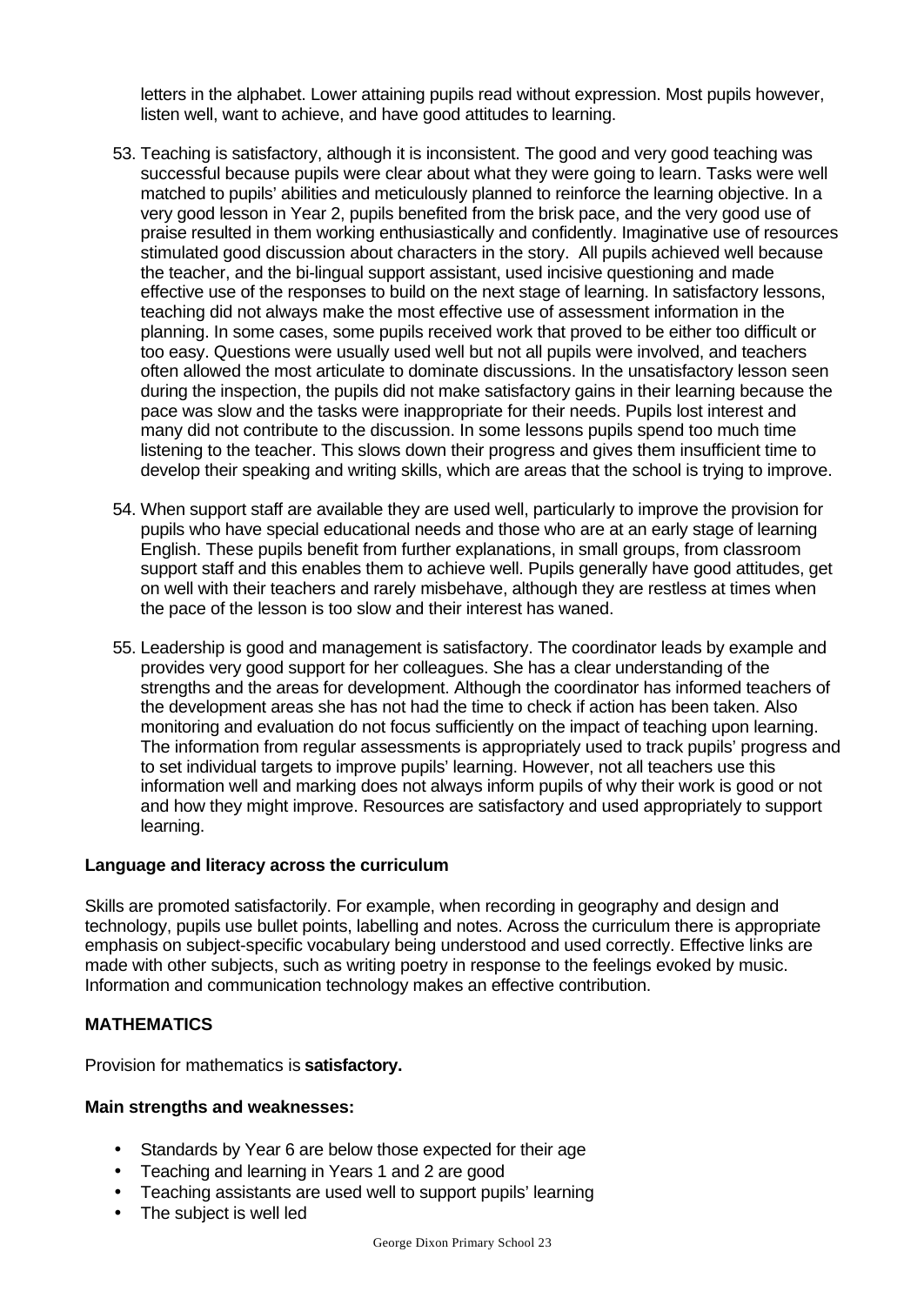letters in the alphabet. Lower attaining pupils read without expression. Most pupils however, listen well, want to achieve, and have good attitudes to learning.

53. Teaching is satisfactory, although it is inconsistent. The good and very good teaching was successful because pupils were clear about what they were going to learn. Tasks were well matched to pupils' abilities and meticulously planned to reinforce the learning objective. In a very good lesson in Year 2, pupils benefited from the brisk pace, and the very good use of praise resulted in them working enthusiastically and confidently. Imaginative use of resources stimulated good discussion about characters in the story. All pupils achieved well because the teacher, and the bi-lingual support assistant, used incisive questioning and made effective use of the responses to build on the next stage of learning. In satisfactory lessons, teaching did not always make the most effective use of assessment information in the planning. In some cases, some pupils received work that proved to be either too difficult or too easy. Questions were usually used well but not all pupils were involved, and teachers often allowed the most articulate to dominate discussions. In the unsatisfactory lesson seen during the inspection, the pupils did not make satisfactory gains in their learning because the pace was slow and the tasks were inappropriate for their needs. Pupils lost interest and many did not contribute to the discussion. In some lessons pupils spend too much time listening to the teacher. This slows down their progress and gives them insufficient time to develop their speaking and writing skills, which are areas that the school is trying to improve.

54. When support staff are available they are used well, particularly to improve the provision for pupils who have special educational needs and those who are at an early stage of learning English. These pupils benefit from further explanations, in small groups, from classroom support staff and this enables them to achieve well. Pupils generally have good attitudes, get on well with their teachers and rarely misbehave, although they are restless at times when the pace of the lesson is too slow and their interest has waned.

55. Leadership is good and management is satisfactory. The coordinator leads by example and provides very good support for her colleagues. She has a clear understanding of the strengths and the areas for development. Although the coordinator has informed teachers of the development areas she has not had the time to check if action has been taken. Also monitoring and evaluation do not focus sufficiently on the impact of teaching upon learning. The information from regular assessments is appropriately used to track pupils' progress and to set individual targets to improve pupils' learning. However, not all teachers use this information well and marking does not always inform pupils of why their work is good or not and how they might improve. Resources are satisfactory and used appropriately to support learning.

### Language and literacy across the curriculum

Skills are promoted satisfactorily. For example, when recording in geography and design and technology, pupils use bullet points, labelling and notes. Across the curriculum there is appropriate emphasis on subject-specific vocabulary being understood and used correctly. Effective links are made with other subjects, such as writing poetry in response to the feelings evoked by music. Information and communication technology makes an effective contribution.

## MATHEMATICS

Provision for mathematics is **satisfactory.**

### Main strengths and weaknesses:

- Standards by Year 6 are below those expected for their age
- Teaching and learning in Years 1 and 2 are good
- Teaching assistants are used well to support pupils' learning
- The subject is well led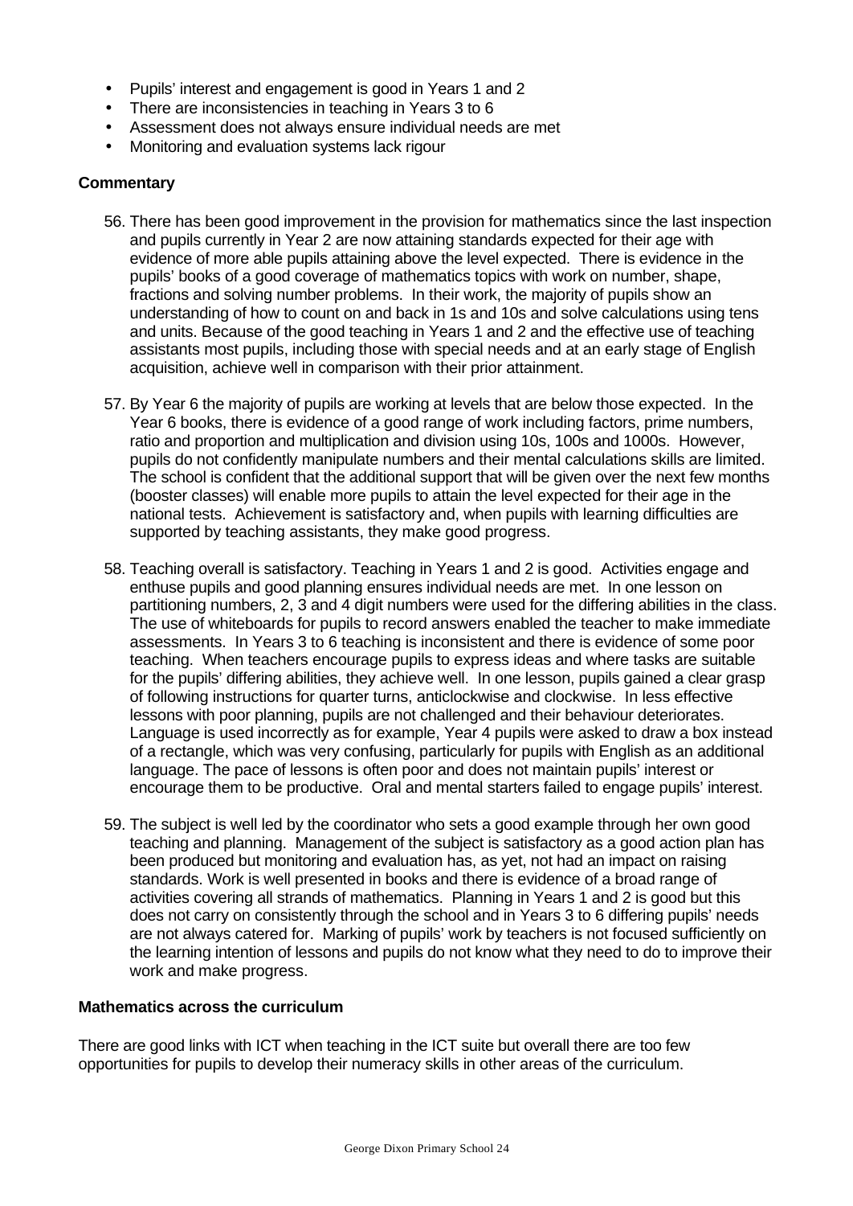- Pupils' interest and engagement is good in Years 1 and 2
- There are inconsistencies in teaching in Years 3 to 6
- Assessment does not always ensure individual needs are met
- Monitoring and evaluation systems lack rigour

**Commentary**

56. There has been good improvement in the provision for mathematics since the last inspection and pupils currently in Year 2 are now attaining standards expected for their age with evidence of more able pupils attaining above the level expected. There is evidence in the pupils' books of a good coverage of mathematics topics with work on number, shape, fractions and solving number problems. In their work, the majority of pupils show an understanding of how to count on and back in 1s and 10s and solve calculations using tens and units. Because of the good teaching in Years 1 and 2 and the effective use of teaching assistants most pupils, including those with special needs and at an early stage of English acquisition, achieve well in comparison with their prior attainment.

57. By Year 6 the majority of pupils are working at levels that are below those expected. In the Year 6 books, there is evidence of a good range of work including factors, prime numbers, ratio and proportion and multiplication and division using 10s, 100s and 1000s. However, pupils do not confidently manipulate numbers and their mental calculations skills are limited. The school is confident that the additional support that will be given over the next few months (booster classes) will enable more pupils to attain the level expected for their age in the national tests. Achievement is satisfactory and, when pupils with learning difficulties are supported by teaching assistants, they make good progress.

58. Teaching overall is satisfactory. Teaching in Years 1 and 2 is good. Activities engage and enthuse pupils and good planning ensures individual needs are met. In one lesson on partitioning numbers, 2, 3 and 4 digit numbers were used for the differing abilities in the class. The use of whiteboards for pupils to record answers enabled the teacher to make immediate assessments. In Years 3 to 6 teaching is inconsistent and there is evidence of some poor teaching. When teachers encourage pupils to express ideas and where tasks are suitable for the pupils' differing abilities, they achieve well. In one lesson, pupils gained a clear grasp of following instructions for quarter turns, anticlockwise and clockwise. In less effective lessons with poor planning, pupils are not challenged and their behaviour deteriorates. Language is used incorrectly as for example, Year 4 pupils were asked to draw a box instead of a rectangle, which was very confusing, particularly for pupils with English as an additional language. The pace of lessons is often poor and does not maintain pupils' interest or encourage them to be productive. Oral and mental starters failed to engage pupils' interest.

59. The subject is well led by the coordinator who sets a good example through her own good teaching and planning. Management of the subject is satisfactory as a good action plan has been produced but monitoring and evaluation has, as yet, not had an impact on raising standards. Work is well presented in books and there is evidence of a broad range of activities covering all strands of mathematics. Planning in Years 1 and 2 is good but this does not carry on consistently through the school and in Years 3 to 6 differing pupils' needs are not always catered for. Marking of pupils' work by teachers is not focused sufficiently on the learning intention of lessons and pupils do not know what they need to do to improve their work and make progress.

**Mathematics across the curriculum**

There are good links with ICT when teaching in the ICT suite but overall there are too few opportunities for pupils to develop their numeracy skills in other areas of the curriculum.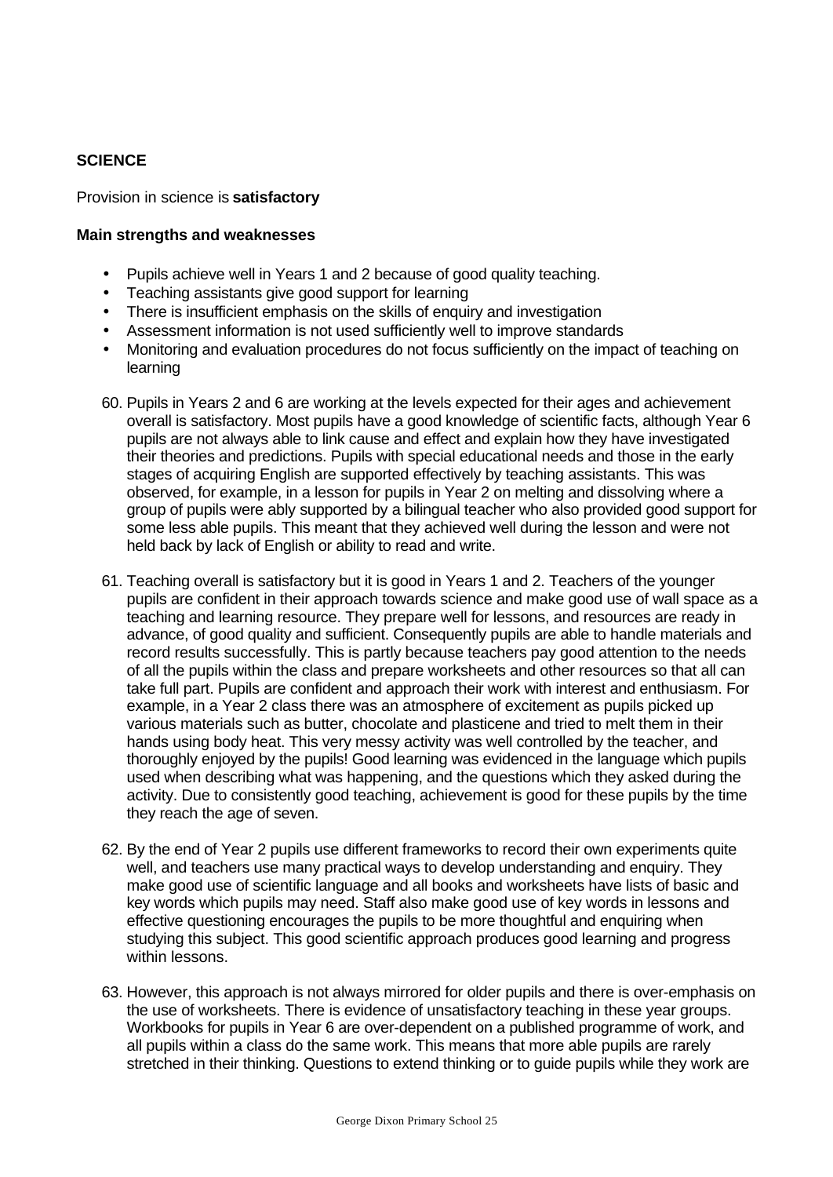### SCIENCE

Provision in science is **satisfactory**

**Main strengths and weaknesses**

- Pupils achieve well in Years 1 and 2 because of good quality teaching.
- Teaching assistants give good support for learning
- There is insufficient emphasis on the skills of enquiry and investigation
- Assessment information is not used sufficiently well to improve standards
- Monitoring and evaluation procedures do not focus sufficiently on the impact of teaching on learning

60. Pupils in Years 2 and 6 are working at the levels expected for their ages and achievement overall is satisfactory. Most pupils have a good knowledge of scientific facts, although Year 6 pupils are not always able to link cause and effect and explain how they have investigated their theories and predictions. Pupils with special educational needs and those in the early stages of acquiring English are supported effectively by teaching assistants. This was observed, for example, in a lesson for pupils in Year 2 on melting and dissolving where a group of pupils were ably supported by a bilingual teacher who also provided good support for some less able pupils. This meant that they achieved well during the lesson and were not held back by lack of English or ability to read and write.

61. Teaching overall is satisfactory but it is good in Years 1 and 2. Teachers of the younger pupils are confident in their approach towards science and make good use of wall space as a teaching and learning resource. They prepare well for lessons, and resources are ready in advance, of good quality and sufficient. Consequently pupils are able to handle materials and record results successfully. This is partly because teachers pay good attention to the needs of all the pupils within the class and prepare worksheets and other resources so that all can take full part. Pupils are confident and approach their work with interest and enthusiasm. For example, in a Year 2 class there was an atmosphere of excitement as pupils picked up various materials such as butter, chocolate and plasticene and tried to melt them in their hands using body heat. This very messy activity was well controlled by the teacher, and thoroughly enjoyed by the pupils! Good learning was evidenced in the language which pupils used when describing what was happening, and the questions which they asked during the activity. Due to consistently good teaching, achievement is good for these pupils by the time they reach the age of seven.

62. By the end of Year 2 pupils use different frameworks to record their own experiments quite well, and teachers use many practical ways to develop understanding and enquiry. They make good use of scientific language and all books and worksheets have lists of basic and key words which pupils may need. Staff also make good use of key words in lessons and effective questioning encourages the pupils to be more thoughtful and enquiring when studying this subject. This good scientific approach produces good learning and progress within lessons.

63. However, this approach is not always mirrored for older pupils and there is over-emphasis on the use of worksheets. There is evidence of unsatisfactory teaching in these year groups. Workbooks for pupils in Year 6 are over-dependent on a published programme of work, and all pupils within a class do the same work. This means that more able pupils are rarely stretched in their thinking. Questions to extend thinking or to guide pupils while they work are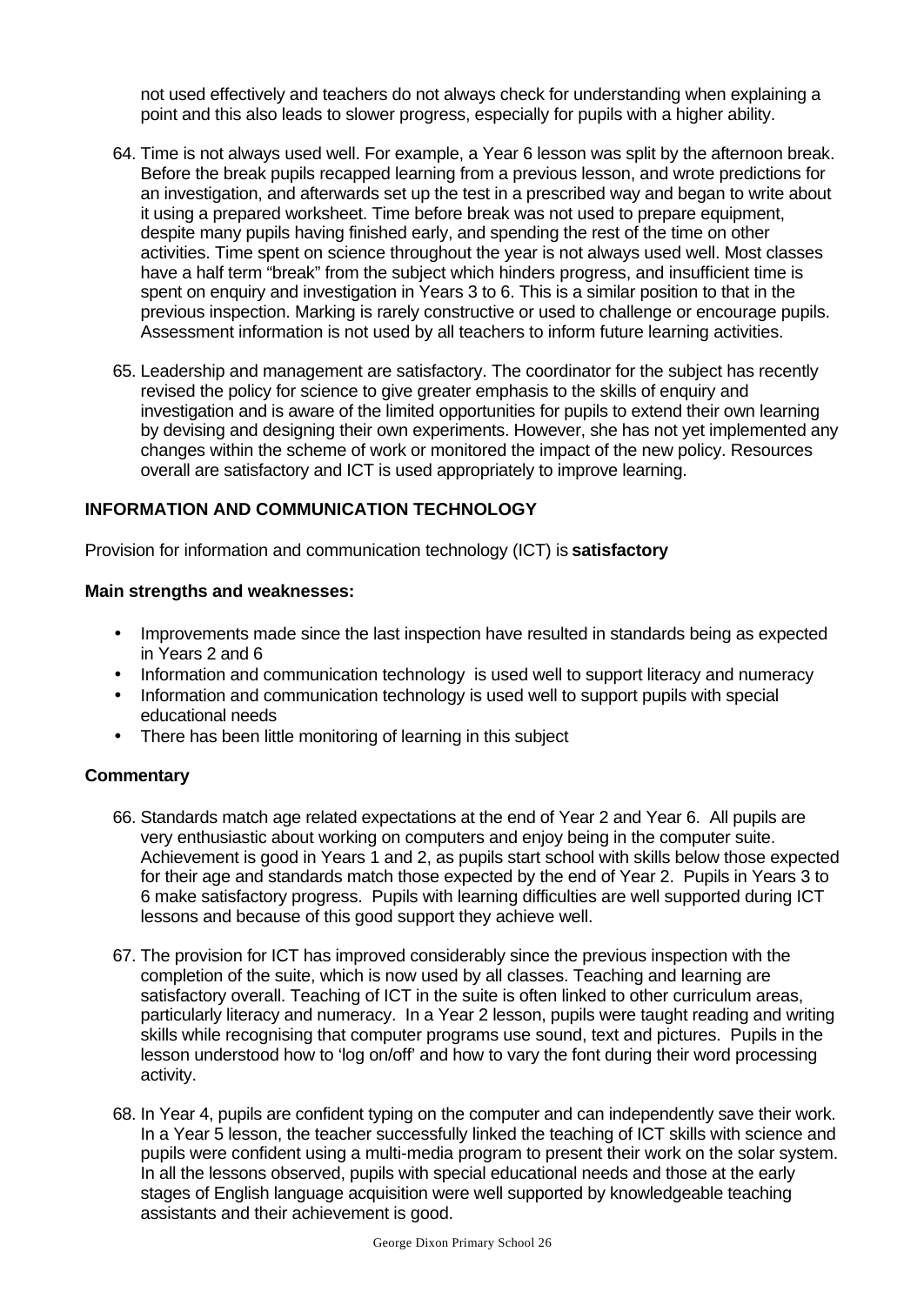not used effectively and teachers do not always check for understanding when explaining a point and this also leads to slower progress, especially for pupils with a higher ability.

64. Time is not always used well. For example, a Year 6 lesson was split by the afternoon break. Before the break pupils recapped learning from a previous lesson, and wrote predictions for an investigation, and afterwards set up the test in a prescribed way and began to write about it using a prepared worksheet. Time before break was not used to prepare equipment, despite many pupils having finished early, and spending the rest of the time on other activities. Time spent on science throughout the year is not always used well. Most classes have a half term "break" from the subject which hinders progress, and insufficient time is spent on enquiry and investigation in Years 3 to 6. This is a similar position to that in the previous inspection. Marking is rarely constructive or used to challenge or encourage pupils. Assessment information is not used by all teachers to inform future learning activities.

65. Leadership and management are satisfactory. The coordinator for the subject has recently revised the policy for science to give greater emphasis to the skills of enquiry and investigation and is aware of the limited opportunities for pupils to extend their own learning by devising and designing their own experiments. However, she has not yet implemented any changes within the scheme of work or monitored the impact of the new policy. Resources overall are satisfactory and ICT is used appropriately to improve learning.

## INFORMATION AND COMMUNICATION TECHNOLOGY

Provision for information and communication technology (ICT) is **satisfactory**

**Main strengths and weaknesses:**

- Improvements made since the last inspection have resulted in standards being as expected in Years 2 and 6
- Information and communication technology is used well to support literacy and numeracy
- Information and communication technology is used well to support pupils with special educational needs
- There has been little monitoring of learning in this subject

**Commentary**

66. Standards match age related expectations at the end of Year 2 and Year 6. All pupils are very enthusiastic about working on computers and enjoy being in the computer suite. Achievement is good in Years 1 and 2, as pupils start school with skills below those expected for their age and standards match those expected by the end of Year 2. Pupils in Years 3 to 6 make satisfactory progress. Pupils with learning difficulties are well supported during ICT lessons and because of this good support they achieve well.

67. The provision for ICT has improved considerably since the previous inspection with the completion of the suite, which is now used by all classes. Teaching and learning are satisfactory overall. Teaching of ICT in the suite is often linked to other curriculum areas, particularly literacy and numeracy. In a Year 2 lesson, pupils were taught reading and writing skills while recognising that computer programs use sound, text and pictures. Pupils in the lesson understood how to 'log on/off' and how to vary the font during their word processing activity.

68. In Year 4, pupils are confident typing on the computer and can independently save their work. In a Year 5 lesson, the teacher successfully linked the teaching of ICT skills with science and pupils were confident using a multi-media program to present their work on the solar system. In all the lessons observed, pupils with special educational needs and those at the early stages of English language acquisition were well supported by knowledgeable teaching assistants and their achievement is good.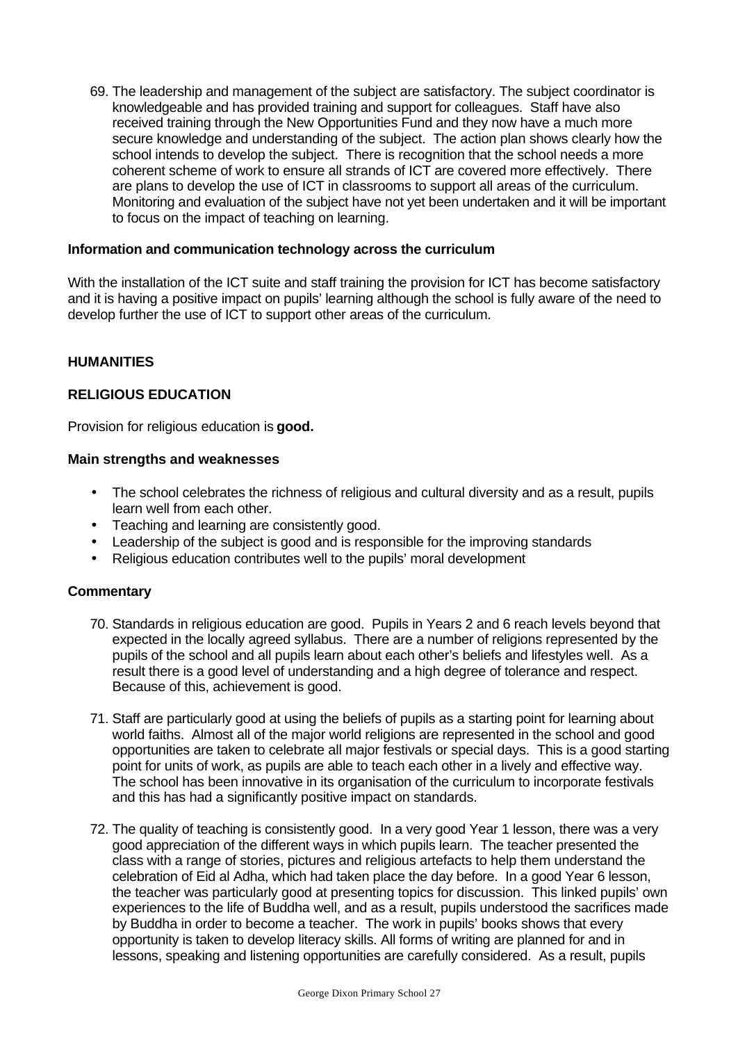69. The leadership and management of the subject are satisfactory. The subject coordinator is knowledgeable and has provided training and support for colleagues. Staff have also received training through the New Opportunities Fund and they now have a much more secure knowledge and understanding of the subject. The action plan shows clearly how the school intends to develop the subject. There is recognition that the school needs a more coherent scheme of work to ensure all strands of ICT are covered more effectively. There are plans to develop the use of ICT in classrooms to support all areas of the curriculum. Monitoring and evaluation of the subject have not yet been undertaken and it will be important to focus on the impact of teaching on learning.

### Information and communication technology across the curriculum

With the installation of the ICT suite and staff training the provision for ICT has become satisfactory and it is having a positive impact on pupils' learning although the school is fully aware of the need to develop further the use of ICT to support other areas of the curriculum.

## HUMANITIES

## RELIGIOUS EDUCATION

Provision for religious education is **good.**

### Main strengths and weaknesses

- The school celebrates the richness of religious and cultural diversity and as a result, pupils learn well from each other.
- Teaching and learning are consistently good.
- Leadership of the subject is good and is responsible for the improving standards
- Religious education contributes well to the pupils' moral development

### Commentary

70. Standards in religious education are good. Pupils in Years 2 and 6 reach levels beyond that expected in the locally agreed syllabus. There are a number of religions represented by the pupils of the school and all pupils learn about each other's beliefs and lifestyles well. As a result there is a good level of understanding and a high degree of tolerance and respect. Because of this, achievement is good.

71. Staff are particularly good at using the beliefs of pupils as a starting point for learning about world faiths. Almost all of the major world religions are represented in the school and good opportunities are taken to celebrate all major festivals or special days. This is a good starting point for units of work, as pupils are able to teach each other in a lively and effective way. The school has been innovative in its organisation of the curriculum to incorporate festivals and this has had a significantly positive impact on standards.

72. The quality of teaching is consistently good. In a very good Year 1 lesson, there was a very good appreciation of the different ways in which pupils learn. The teacher presented the class with a range of stories, pictures and religious artefacts to help them understand the celebration of Eid al Adha, which had taken place the day before. In a good Year 6 lesson, the teacher was particularly good at presenting topics for discussion. This linked pupils' own experiences to the life of Buddha well, and as a result, pupils understood the sacrifices made by Buddha in order to become a teacher. The work in pupils' books shows that every opportunity is taken to develop literacy skills. All forms of writing are planned for and in lessons, speaking and listening opportunities are carefully considered. As a result, pupils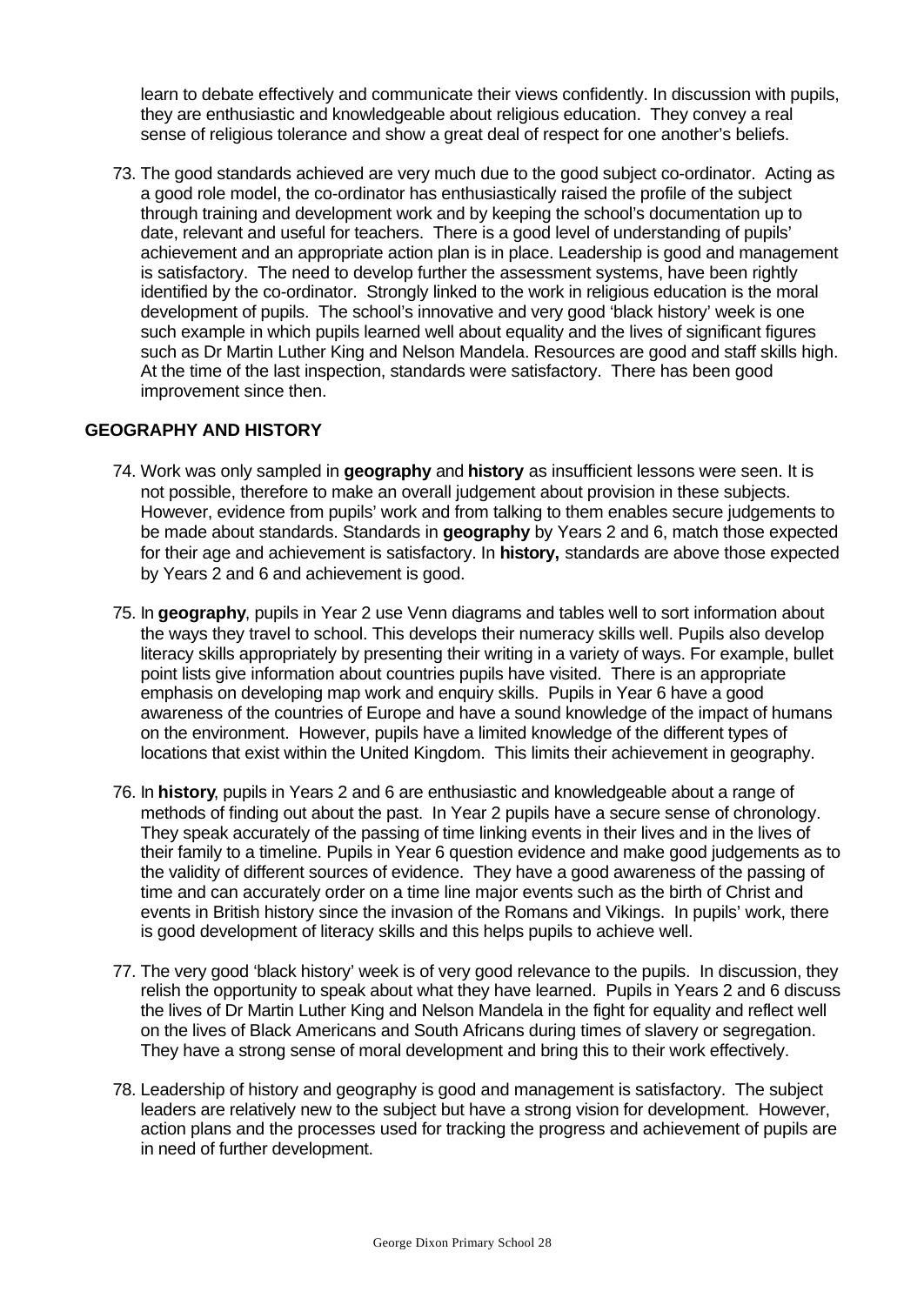learn to debate effectively and communicate their views confidently. In discussion with pupils, they are enthusiastic and knowledgeable about religious education. They convey a real sense of religious tolerance and show a great deal of respect for one another's beliefs.

73. The good standards achieved are very much due to the good subject co-ordinator. Acting as a good role model, the co-ordinator has enthusiastically raised the profile of the subject through training and development work and by keeping the school's documentation up to date, relevant and useful for teachers. There is a good level of understanding of pupils' achievement and an appropriate action plan is in place. Leadership is good and management is satisfactory. The need to develop further the assessment systems, have been rightly identified by the co-ordinator. Strongly linked to the work in religious education is the moral development of pupils. The school's innovative and very good 'black history' week is one such example in which pupils learned well about equality and the lives of significant figures such as Dr Martin Luther King and Nelson Mandela. Resources are good and staff skills high. At the time of the last inspection, standards were satisfactory. There has been good improvement since then.

## GEOGRAPHY AND HISTORY

74. Work was only sampled in **geography** and **history** as insufficient lessons were seen. It is not possible, therefore to make an overall judgement about provision in these subjects. However, evidence from pupils' work and from talking to them enables secure judgements to be made about standards. Standards in **geography** by Years 2 and 6, match those expected for their age and achievement is satisfactory. In **history,** standards are above those expected by Years 2 and 6 and achievement is good.

75. In **geography**, pupils in Year 2 use Venn diagrams and tables well to sort information about the ways they travel to school. This develops their numeracy skills well. Pupils also develop literacy skills appropriately by presenting their writing in a variety of ways. For example, bullet point lists give information about countries pupils have visited. There is an appropriate emphasis on developing map work and enquiry skills. Pupils in Year 6 have a good awareness of the countries of Europe and have a sound knowledge of the impact of humans on the environment. However, pupils have a limited knowledge of the different types of locations that exist within the United Kingdom. This limits their achievement in geography.

76. In **history**, pupils in Years 2 and 6 are enthusiastic and knowledgeable about a range of methods of finding out about the past. In Year 2 pupils have a secure sense of chronology. They speak accurately of the passing of time linking events in their lives and in the lives of their family to a timeline. Pupils in Year 6 question evidence and make good judgements as to the validity of different sources of evidence. They have a good awareness of the passing of time and can accurately order on a time line major events such as the birth of Christ and events in British history since the invasion of the Romans and Vikings. In pupils' work, there is good development of literacy skills and this helps pupils to achieve well.

77. The very good 'black history' week is of very good relevance to the pupils. In discussion, they relish the opportunity to speak about what they have learned. Pupils in Years 2 and 6 discuss the lives of Dr Martin Luther King and Nelson Mandela in the fight for equality and reflect well on the lives of Black Americans and South Africans during times of slavery or segregation. They have a strong sense of moral development and bring this to their work effectively.

78. Leadership of history and geography is good and management is satisfactory. The subject leaders are relatively new to the subject but have a strong vision for development. However, action plans and the processes used for tracking the progress and achievement of pupils are in need of further development.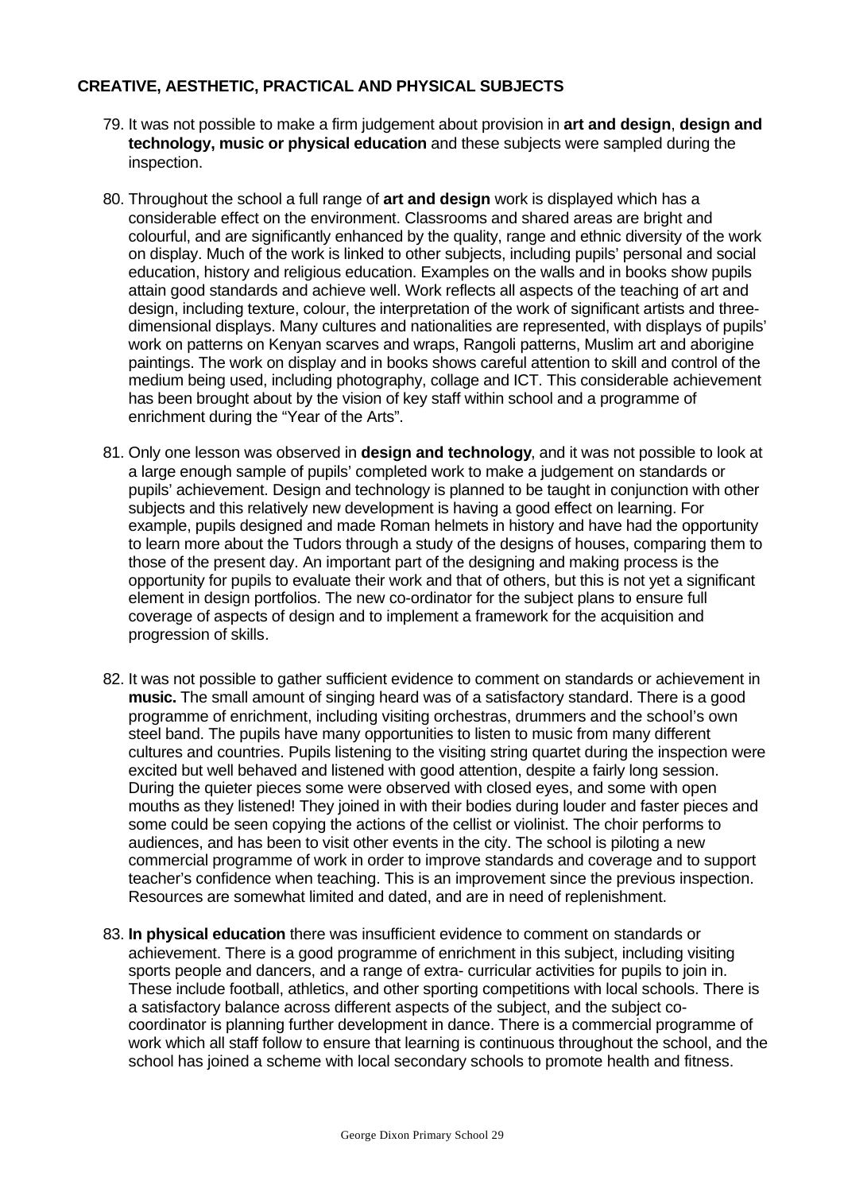**CREATIVE, AESTHETIC, PRACTICAL AND PHYSICAL SUBJECTS**

79. It was not possible to make a firm judgement about provision in **art and design**, **design and technology, music or physical education** and these subjects were sampled during the inspection.

80. Throughout the school a full range of **art and design** work is displayed which has a considerable effect on the environment. Classrooms and shared areas are bright and colourful, and are significantly enhanced by the quality, range and ethnic diversity of the work on display. Much of the work is linked to other subjects, including pupils' personal and social education, history and religious education. Examples on the walls and in books show pupils attain good standards and achieve well. Work reflects all aspects of the teaching of art and design, including texture, colour, the interpretation of the work of significant artists and three-dimensional displays. Many cultures and nationalities are represented, with displays of pupils' work on patterns on Kenyan scarves and wraps, Rangoli patterns, Muslim art and aborigine paintings. The work on display and in books shows careful attention to skill and control of the medium being used, including photography, collage and ICT. This considerable achievement has been brought about by the vision of key staff within school and a programme of enrichment during the "Year of the Arts".

81. Only one lesson was observed in **design and technology**, and it was not possible to look at a large enough sample of pupils' completed work to make a judgement on standards or pupils' achievement. Design and technology is planned to be taught in conjunction with other subjects and this relatively new development is having a good effect on learning. For example, pupils designed and made Roman helmets in history and have had the opportunity to learn more about the Tudors through a study of the designs of houses, comparing them to those of the present day. An important part of the designing and making process is the opportunity for pupils to evaluate their work and that of others, but this is not yet a significant element in design portfolios. The new co-ordinator for the subject plans to ensure full coverage of aspects of design and to implement a framework for the acquisition and progression of skills.

82. It was not possible to gather sufficient evidence to comment on standards or achievement in **music.** The small amount of singing heard was of a satisfactory standard. There is a good programme of enrichment, including visiting orchestras, drummers and the school's own steel band. The pupils have many opportunities to listen to music from many different cultures and countries. Pupils listening to the visiting string quartet during the inspection were excited but well behaved and listened with good attention, despite a fairly long session. During the quieter pieces some were observed with closed eyes, and some with open mouths as they listened! They joined in with their bodies during louder and faster pieces and some could be seen copying the actions of the cellist or violinist. The choir performs to audiences, and has been to visit other events in the city. The school is piloting a new commercial programme of work in order to improve standards and coverage and to support teacher's confidence when teaching. This is an improvement since the previous inspection. Resources are somewhat limited and dated, and are in need of replenishment.

83. **In physical education** there was insufficient evidence to comment on standards or achievement. There is a good programme of enrichment in this subject, including visiting sports people and dancers, and a range of extra- curricular activities for pupils to join in. These include football, athletics, and other sporting competitions with local schools. There is a satisfactory balance across different aspects of the subject, and the subject co-coordinator is planning further development in dance. There is a commercial programme of work which all staff follow to ensure that learning is continuous throughout the school, and the school has joined a scheme with local secondary schools to promote health and fitness.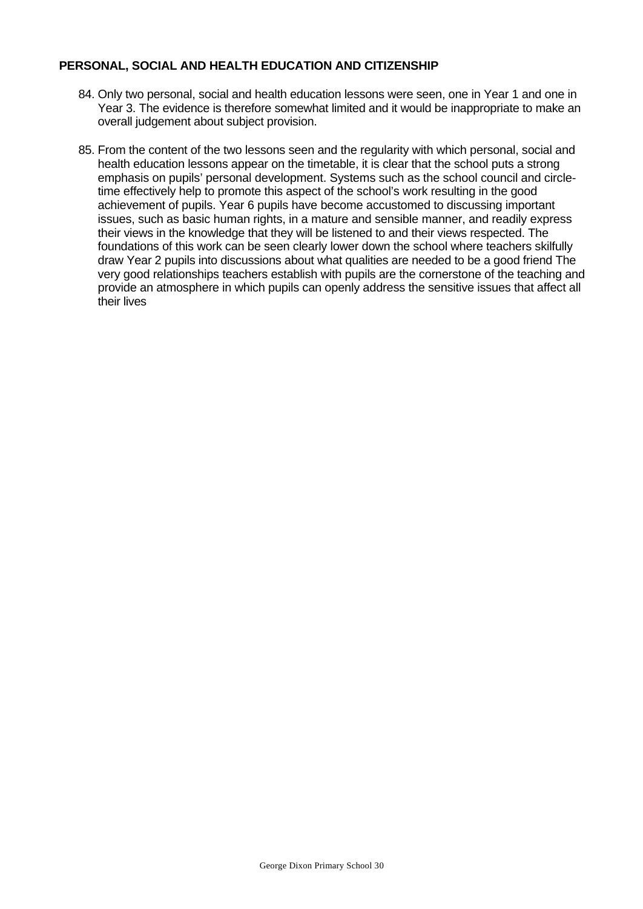**PERSONAL, SOCIAL AND HEALTH EDUCATION AND CITIZENSHIP**

84. Only two personal, social and health education lessons were seen, one in Year 1 and one in Year 3. The evidence is therefore somewhat limited and it would be inappropriate to make an overall judgement about subject provision.

85. From the content of the two lessons seen and the regularity with which personal, social and health education lessons appear on the timetable, it is clear that the school puts a strong emphasis on pupils' personal development. Systems such as the school council and circle-time effectively help to promote this aspect of the school's work resulting in the good achievement of pupils. Year 6 pupils have become accustomed to discussing important issues, such as basic human rights, in a mature and sensible manner, and readily express their views in the knowledge that they will be listened to and their views respected. The foundations of this work can be seen clearly lower down the school where teachers skilfully draw Year 2 pupils into discussions about what qualities are needed to be a good friend The very good relationships teachers establish with pupils are the cornerstone of the teaching and provide an atmosphere in which pupils can openly address the sensitive issues that affect all their lives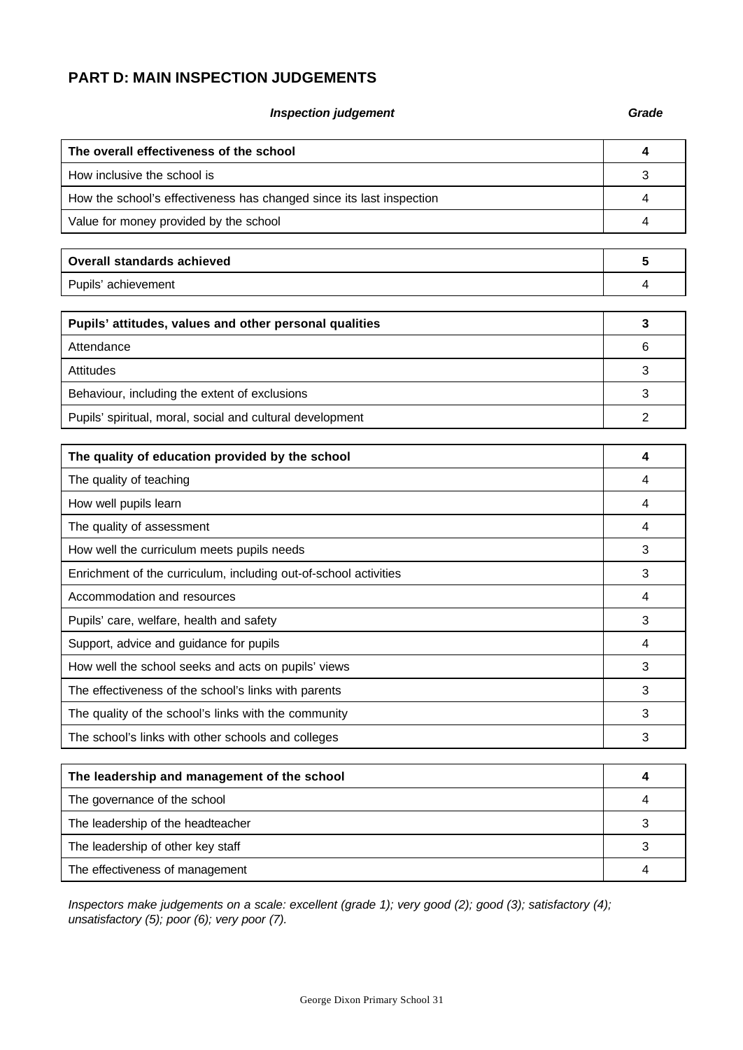## PART D: MAIN INSPECTION JUDGEMENTS

| *Inspection judgement* | *Grade* |
|---|---|
| **The overall effectiveness of the school** | **4** |
| How inclusive the school is | 3 |
| How the school's effectiveness has changed since its last inspection | 4 |
| Value for money provided by the school | 4 |
| **Overall standards achieved** | **5** |
| Pupils' achievement | 4 |
| **Pupils' attitudes, values and other personal qualities** | **3** |
| Attendance | 6 |
| Attitudes | 3 |
| Behaviour, including the extent of exclusions | 3 |
| Pupils' spiritual, moral, social and cultural development | 2 |
| **The quality of education provided by the school** | **4** |
| The quality of teaching | 4 |
| How well pupils learn | 4 |
| The quality of assessment | 4 |
| How well the curriculum meets pupils needs | 3 |
| Enrichment of the curriculum, including out-of-school activities | 3 |
| Accommodation and resources | 4 |
| Pupils' care, welfare, health and safety | 3 |
| Support, advice and guidance for pupils | 4 |
| How well the school seeks and acts on pupils' views | 3 |
| The effectiveness of the school's links with parents | 3 |
| The quality of the school's links with the community | 3 |
| The school's links with other schools and colleges | 3 |
| **The leadership and management of the school** | **4** |
| The governance of the school | 4 |
| The leadership of the headteacher | 3 |
| The leadership of other key staff | 3 |
| The effectiveness of management | 4 |

*Inspectors make judgements on a scale: excellent (grade 1); very good (2); good (3); satisfactory (4); unsatisfactory (5); poor (6); very poor (7).*